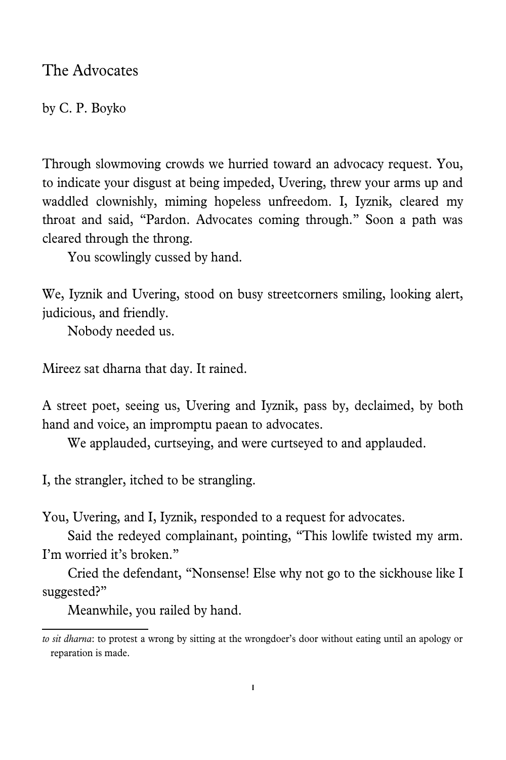# The Advocates

by C. P. Boyko

Through slowmoving crowds we hurried toward an advocacy request. You, to indicate your disgust at being impeded, Uvering, threw your arms up and waddled clownishly, miming hopeless unfreedom. I, Iyznik, cleared my throat and said, "Pardon. Advocates coming through." Soon a path was cleared through the throng.

You scowlingly cussed by hand.

We, Iyznik and Uvering, stood on busy streetcorners smiling, looking alert, judicious, and friendly.

Nobody needed us.

Mireez sat dharna that day. It rained.

A street poet, seeing us, Uvering and Iyznik, pass by, declaimed, by both hand and voice, an impromptu paean to advocates.

We applauded, curtseying, and were curtseyed to and applauded.

I, the strangler, itched to be strangling.

You, Uvering, and I, Iyznik, responded to a request for advocates.

Said the redeyed complainant, pointing, "This lowlife twisted my arm. I'm worried it's broken."

Cried the defendant, "Nonsense! Else why not go to the sickhouse like I suggested?"

Meanwhile, you railed by hand.

---

*to sit dharna*: to protest a wrong by sitting at the wrongdoer's door without eating until an apology or reparation is made.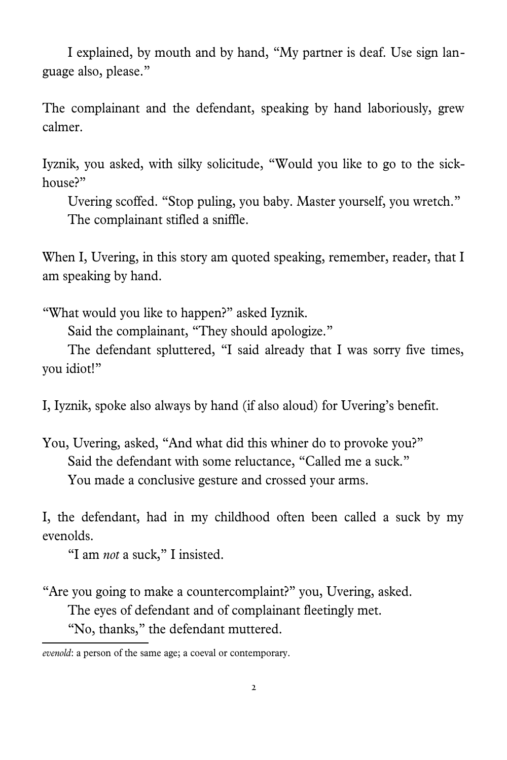I explained, by mouth and by hand, "My partner is deaf. Use sign language also, please."

The complainant and the defendant, speaking by hand laboriously, grew calmer.

Iyznik, you asked, with silky solicitude, "Would you like to go to the sick-house?"

Uvering scoffed. "Stop puling, you baby. Master yourself, you wretch."

The complainant stifled a sniffle.

When I, Uvering, in this story am quoted speaking, remember, reader, that I am speaking by hand.

"What would you like to happen?" asked Iyznik.

Said the complainant, "They should apologize."

The defendant spluttered, "I said already that I was sorry five times, you idiot!"

I, Iyznik, spoke also always by hand (if also aloud) for Uvering's benefit.

You, Uvering, asked, "And what did this whiner do to provoke you?"

Said the defendant with some reluctance, "Called me a suck."

You made a conclusive gesture and crossed your arms.

I, the defendant, had in my childhood often been called a suck by my evenolds.

"I am *not* a suck," I insisted.

"Are you going to make a countercomplaint?" you, Uvering, asked.

The eyes of defendant and of complainant fleetingly met.

"No, thanks," the defendant muttered.

---

*evenold*: a person of the same age; a coeval or contemporary.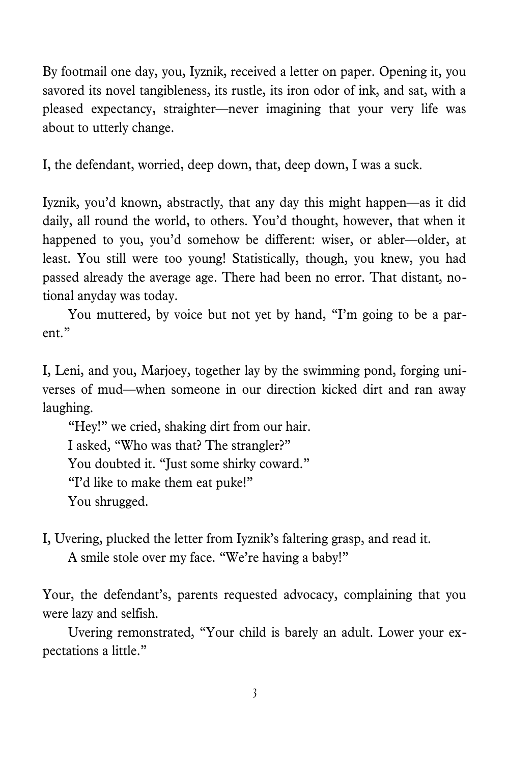By footmail one day, you, Iyznik, received a letter on paper. Opening it, you savored its novel tangibleness, its rustle, its iron odor of ink, and sat, with a pleased expectancy, straighter—never imagining that your very life was about to utterly change.

I, the defendant, worried, deep down, that, deep down, I was a suck.

Iyznik, you'd known, abstractly, that any day this might happen—as it did daily, all round the world, to others. You'd thought, however, that when it happened to you, you'd somehow be different: wiser, or abler—older, at least. You still were too young! Statistically, though, you knew, you had passed already the average age. There had been no error. That distant, notional anyday was today.

You muttered, by voice but not yet by hand, "I'm going to be a parent."

I, Leni, and you, Marjoey, together lay by the swimming pond, forging universes of mud—when someone in our direction kicked dirt and ran away laughing.

"Hey!" we cried, shaking dirt from our hair.

I asked, "Who was that? The strangler?"

You doubted it. "Just some shirky coward."

"I'd like to make them eat puke!"

You shrugged.

I, Uvering, plucked the letter from Iyznik's faltering grasp, and read it.

A smile stole over my face. "We're having a baby!"

Your, the defendant's, parents requested advocacy, complaining that you were lazy and selfish.

Uvering remonstrated, "Your child is barely an adult. Lower your expectations a little."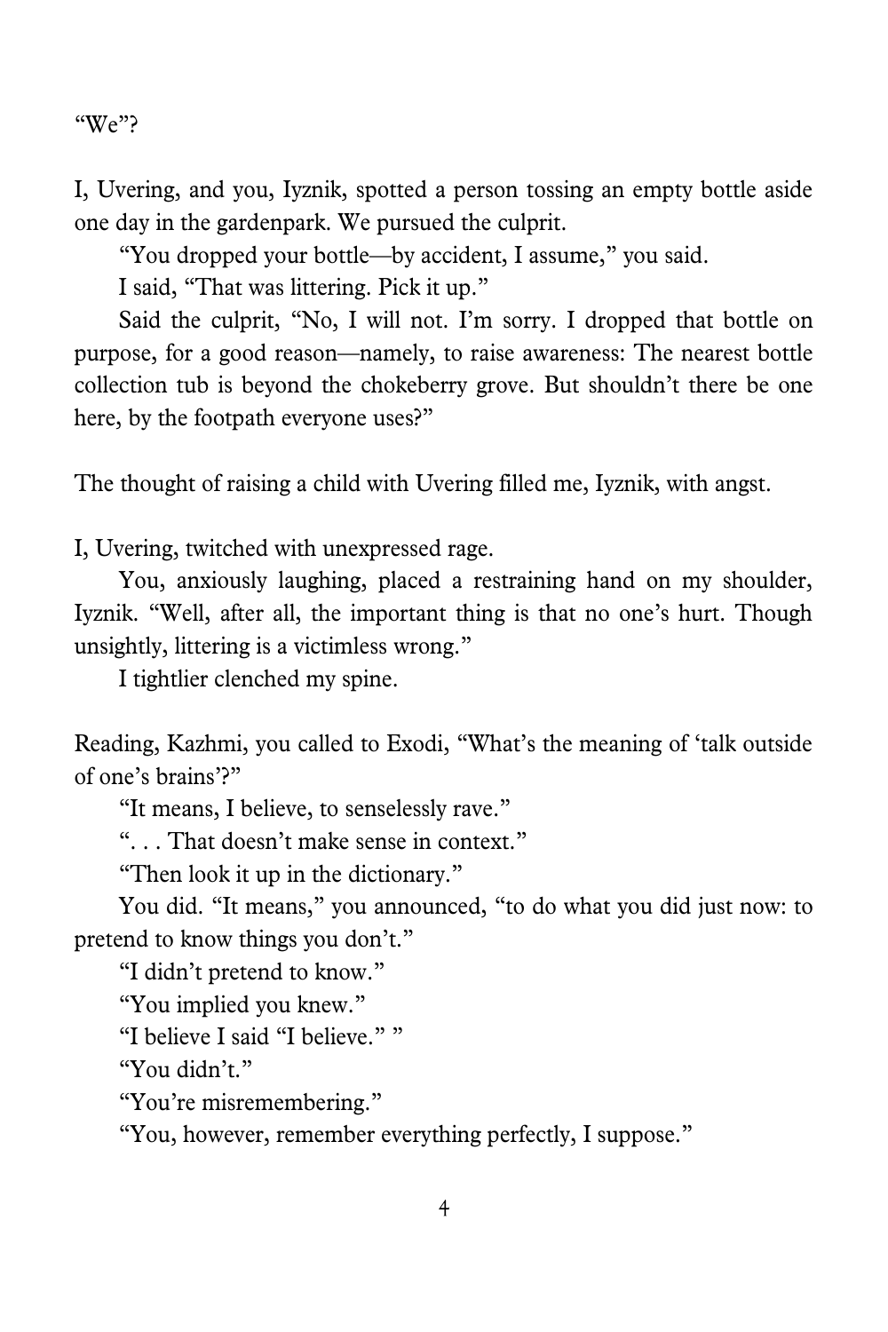"We"?

I, Uvering, and you, Iyznik, spotted a person tossing an empty bottle aside one day in the gardenpark. We pursued the culprit.

"You dropped your bottle—by accident, I assume," you said.

I said, "That was littering. Pick it up."

Said the culprit, "No, I will not. I'm sorry. I dropped that bottle on purpose, for a good reason—namely, to raise awareness: The nearest bottle collection tub is beyond the chokeberry grove. But shouldn't there be one here, by the footpath everyone uses?"

The thought of raising a child with Uvering filled me, Iyznik, with angst.

I, Uvering, twitched with unexpressed rage.

You, anxiously laughing, placed a restraining hand on my shoulder, Iyznik. "Well, after all, the important thing is that no one's hurt. Though unsightly, littering is a victimless wrong."

I tightlier clenched my spine.

Reading, Kazhmi, you called to Exodi, "What's the meaning of 'talk outside of one's brains'?"

"It means, I believe, to senselessly rave."

". . . That doesn't make sense in context."

"Then look it up in the dictionary."

You did. "It means," you announced, "to do what you did just now: to pretend to know things you don't."

"I didn't pretend to know."

"You implied you knew."

"I believe I said "I believe." "

"You didn't."

"You're misremembering."

"You, however, remember everything perfectly, I suppose."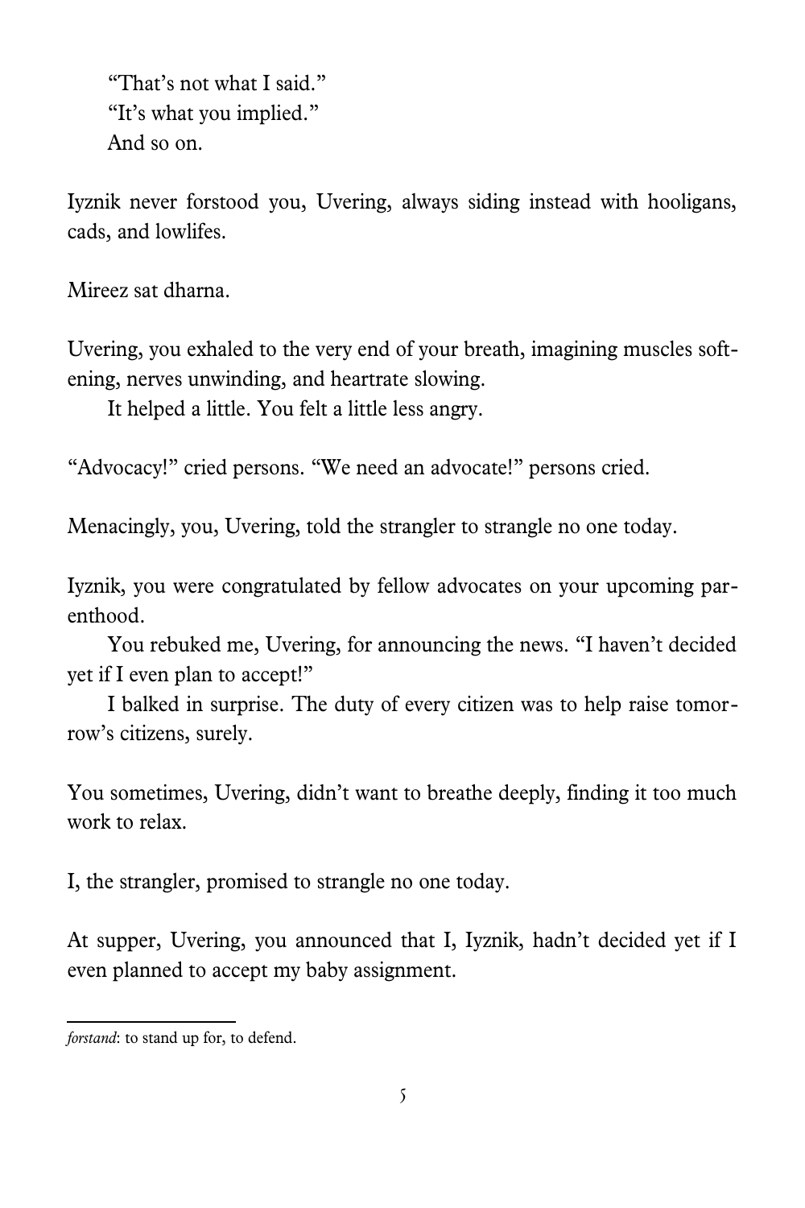"That's not what I said."
"It's what you implied."
And so on.

Iyznik never forstood you, Uvering, always siding instead with hooligans, cads, and lowlifes.

Mireez sat dharna.

Uvering, you exhaled to the very end of your breath, imagining muscles softening, nerves unwinding, and heartrate slowing.

It helped a little. You felt a little less angry.

"Advocacy!" cried persons. "We need an advocate!" persons cried.

Menacingly, you, Uvering, told the strangler to strangle no one today.

Iyznik, you were congratulated by fellow advocates on your upcoming parenthood.

You rebuked me, Uvering, for announcing the news. "I haven't decided yet if I even plan to accept!"

I balked in surprise. The duty of every citizen was to help raise tomorrow's citizens, surely.

You sometimes, Uvering, didn't want to breathe deeply, finding it too much work to relax.

I, the strangler, promised to strangle no one today.

At supper, Uvering, you announced that I, Iyznik, hadn't decided yet if I even planned to accept my baby assignment.

---

*forstand*: to stand up for, to defend.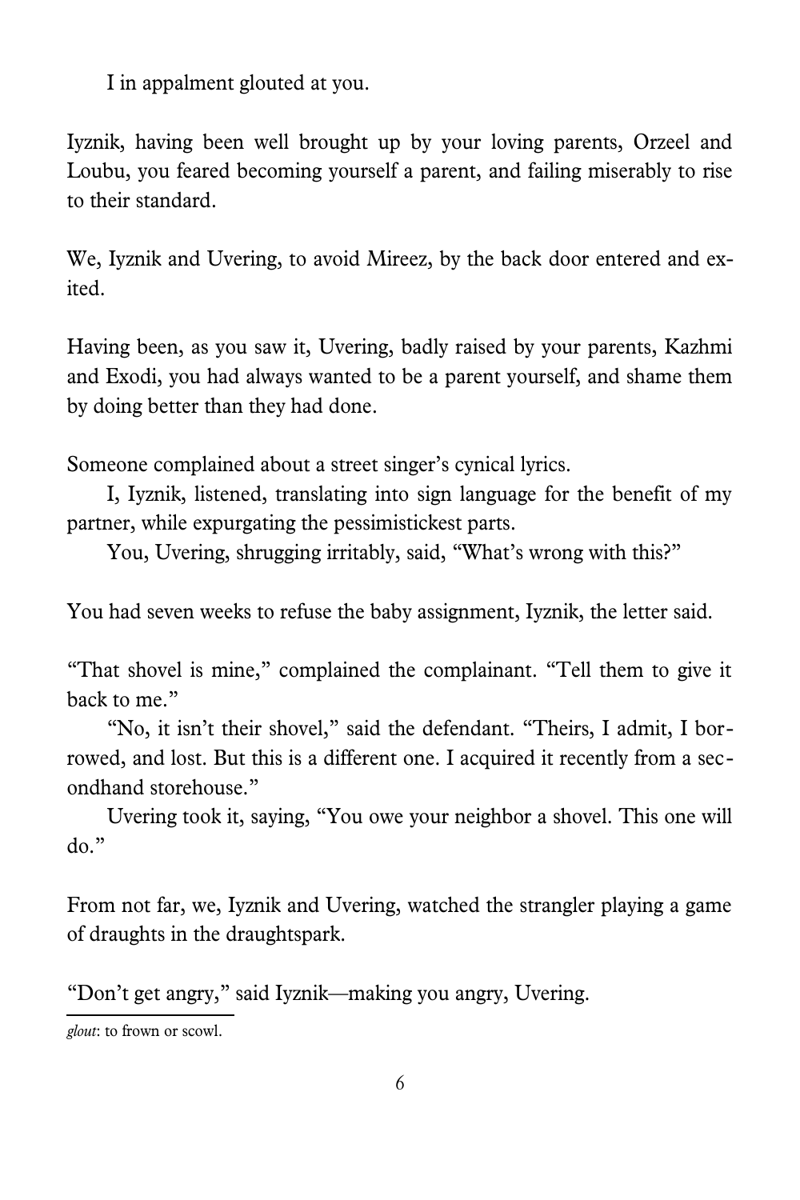I in appalment glouted at you.

Iyznik, having been well brought up by your loving parents, Orzeel and Loubu, you feared becoming yourself a parent, and failing miserably to rise to their standard.

We, Iyznik and Uvering, to avoid Mireez, by the back door entered and exited.

Having been, as you saw it, Uvering, badly raised by your parents, Kazhmi and Exodi, you had always wanted to be a parent yourself, and shame them by doing better than they had done.

Someone complained about a street singer's cynical lyrics.

I, Iyznik, listened, translating into sign language for the benefit of my partner, while expurgating the pessimistickest parts.

You, Uvering, shrugging irritably, said, "What's wrong with this?"

You had seven weeks to refuse the baby assignment, Iyznik, the letter said.

"That shovel is mine," complained the complainant. "Tell them to give it back to me."

"No, it isn't their shovel," said the defendant. "Theirs, I admit, I borrowed, and lost. But this is a different one. I acquired it recently from a secondhand storehouse."

Uvering took it, saying, "You owe your neighbor a shovel. This one will do."

From not far, we, Iyznik and Uvering, watched the strangler playing a game of draughts in the draughtspark.

"Don't get angry," said Iyznik—making you angry, Uvering.

---

*glout*: to frown or scowl.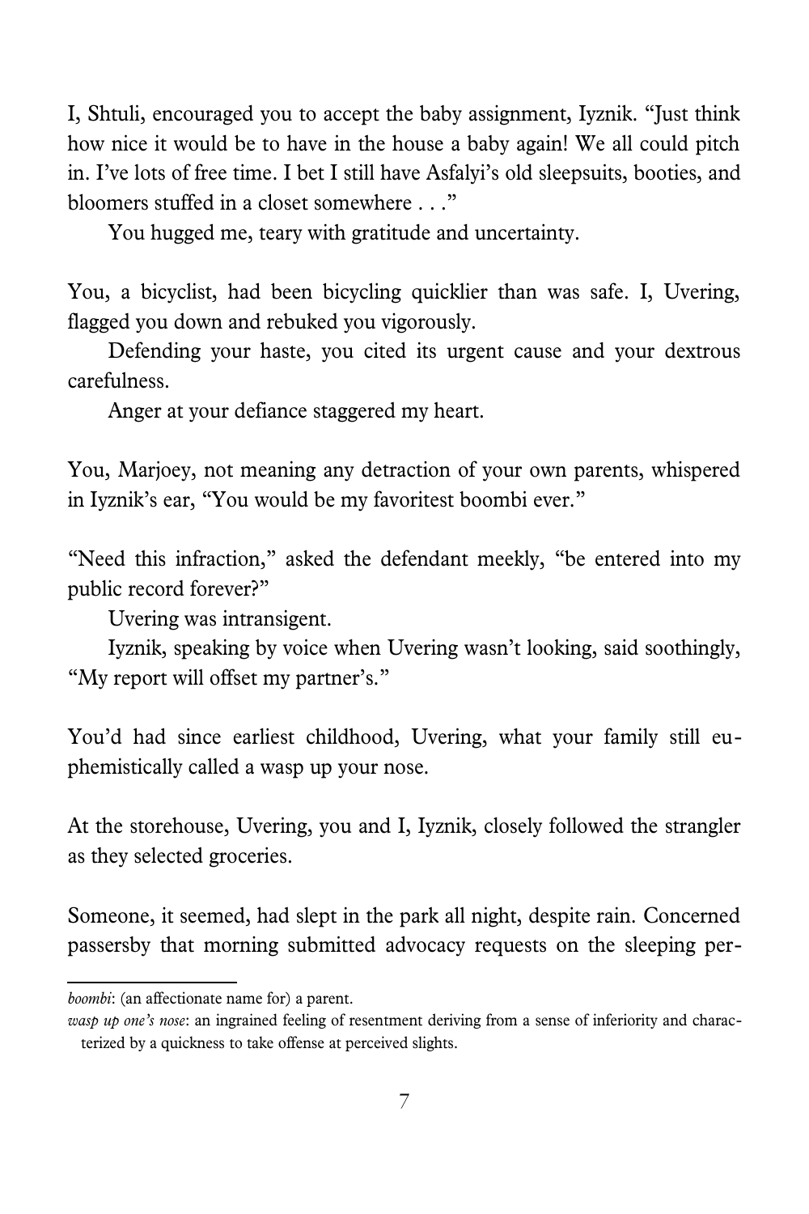I, Shtuli, encouraged you to accept the baby assignment, Iyznik. "Just think how nice it would be to have in the house a baby again! We all could pitch in. I've lots of free time. I bet I still have Asfalyi's old sleepsuits, booties, and bloomers stuffed in a closet somewhere . . ."

You hugged me, teary with gratitude and uncertainty.

You, a bicyclist, had been bicycling quicklier than was safe. I, Uvering, flagged you down and rebuked you vigorously.

Defending your haste, you cited its urgent cause and your dextrous carefulness.

Anger at your defiance staggered my heart.

You, Marjoey, not meaning any detraction of your own parents, whispered in Iyznik's ear, "You would be my favoritest boombi ever."

"Need this infraction," asked the defendant meekly, "be entered into my public record forever?"

Uvering was intransigent.

Iyznik, speaking by voice when Uvering wasn't looking, said soothingly, "My report will offset my partner's."

You'd had since earliest childhood, Uvering, what your family still euphemistically called a wasp up your nose.

At the storehouse, Uvering, you and I, Iyznik, closely followed the strangler as they selected groceries.

Someone, it seemed, had slept in the park all night, despite rain. Concerned passersby that morning submitted advocacy requests on the sleeping per-

---

*boombi*: (an affectionate name for) a parent.

*wasp up one's nose*: an ingrained feeling of resentment deriving from a sense of inferiority and characterized by a quickness to take offense at perceived slights.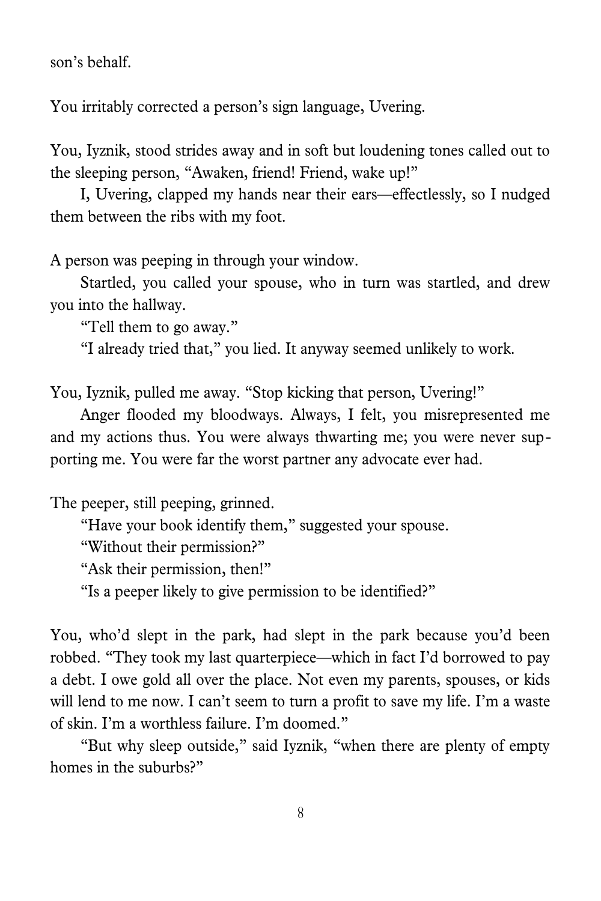son's behalf.

You irritably corrected a person's sign language, Uvering.

You, Iyznik, stood strides away and in soft but loudening tones called out to the sleeping person, "Awaken, friend! Friend, wake up!"

I, Uvering, clapped my hands near their ears—effectlessly, so I nudged them between the ribs with my foot.

A person was peeping in through your window.

Startled, you called your spouse, who in turn was startled, and drew you into the hallway.

"Tell them to go away."

"I already tried that," you lied. It anyway seemed unlikely to work.

You, Iyznik, pulled me away. "Stop kicking that person, Uvering!"

Anger flooded my bloodways. Always, I felt, you misrepresented me and my actions thus. You were always thwarting me; you were never supporting me. You were far the worst partner any advocate ever had.

The peeper, still peeping, grinned.

"Have your book identify them," suggested your spouse.

"Without their permission?"

"Ask their permission, then!"

"Is a peeper likely to give permission to be identified?"

You, who'd slept in the park, had slept in the park because you'd been robbed. "They took my last quarterpiece—which in fact I'd borrowed to pay a debt. I owe gold all over the place. Not even my parents, spouses, or kids will lend to me now. I can't seem to turn a profit to save my life. I'm a waste of skin. I'm a worthless failure. I'm doomed."

"But why sleep outside," said Iyznik, "when there are plenty of empty homes in the suburbs?"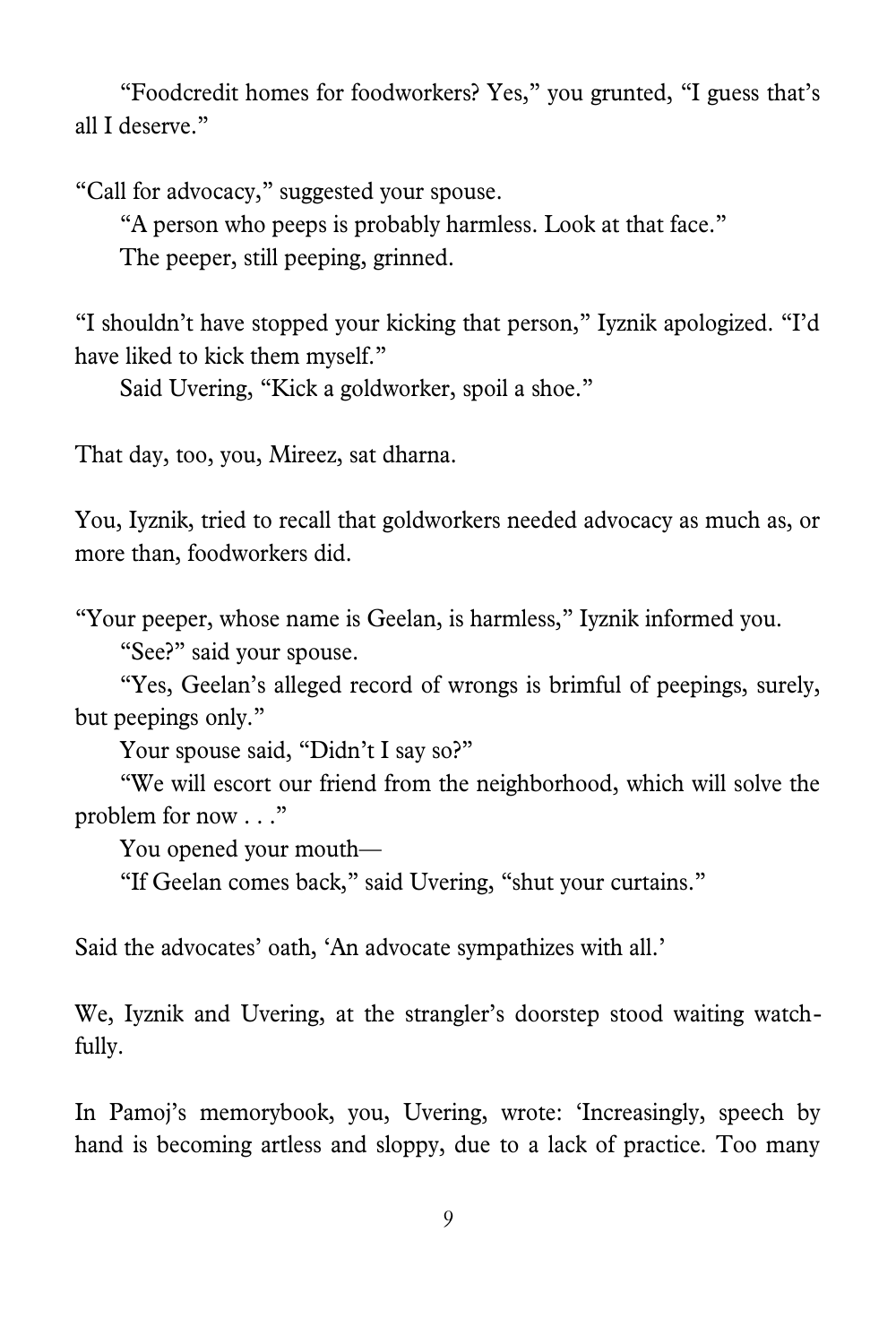"Foodcredit homes for foodworkers? Yes," you grunted, "I guess that's all I deserve."

"Call for advocacy," suggested your spouse.

"A person who peeps is probably harmless. Look at that face."

The peeper, still peeping, grinned.

"I shouldn't have stopped your kicking that person," Iyznik apologized. "I'd have liked to kick them myself."

Said Uvering, "Kick a goldworker, spoil a shoe."

That day, too, you, Mireez, sat dharna.

You, Iyznik, tried to recall that goldworkers needed advocacy as much as, or more than, foodworkers did.

"Your peeper, whose name is Geelan, is harmless," Iyznik informed you.

"See?" said your spouse.

"Yes, Geelan's alleged record of wrongs is brimful of peepings, surely, but peepings only."

Your spouse said, "Didn't I say so?"

"We will escort our friend from the neighborhood, which will solve the problem for now . . ."

You opened your mouth—

"If Geelan comes back," said Uvering, "shut your curtains."

Said the advocates' oath, 'An advocate sympathizes with all.'

We, Iyznik and Uvering, at the strangler's doorstep stood waiting watchfully.

In Pamoj's memorybook, you, Uvering, wrote: 'Increasingly, speech by hand is becoming artless and sloppy, due to a lack of practice. Too many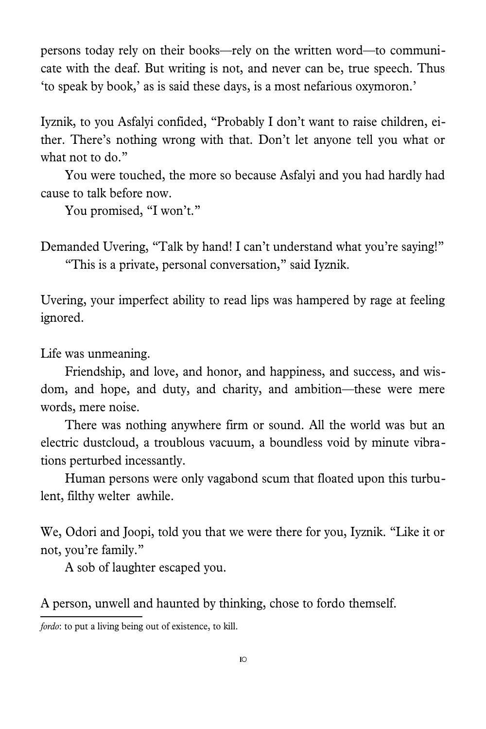persons today rely on their books—rely on the written word—to communicate with the deaf. But writing is not, and never can be, true speech. Thus 'to speak by book,' as is said these days, is a most nefarious oxymoron.'

Iyznik, to you Asfalyi confided, "Probably I don't want to raise children, either. There's nothing wrong with that. Don't let anyone tell you what or what not to do."

You were touched, the more so because Asfalyi and you had hardly had cause to talk before now.

You promised, "I won't."

Demanded Uvering, "Talk by hand! I can't understand what you're saying!"

"This is a private, personal conversation," said Iyznik.

Uvering, your imperfect ability to read lips was hampered by rage at feeling ignored.

Life was unmeaning.

Friendship, and love, and honor, and happiness, and success, and wisdom, and hope, and duty, and charity, and ambition—these were mere words, mere noise.

There was nothing anywhere firm or sound. All the world was but an electric dustcloud, a troublous vacuum, a boundless void by minute vibrations perturbed incessantly.

Human persons were only vagabond scum that floated upon this turbulent, filthy welter awhile.

We, Odori and Joopi, told you that we were there for you, Iyznik. "Like it or not, you're family."

A sob of laughter escaped you.

A person, unwell and haunted by thinking, chose to fordo themself.

---

*fordo*: to put a living being out of existence, to kill.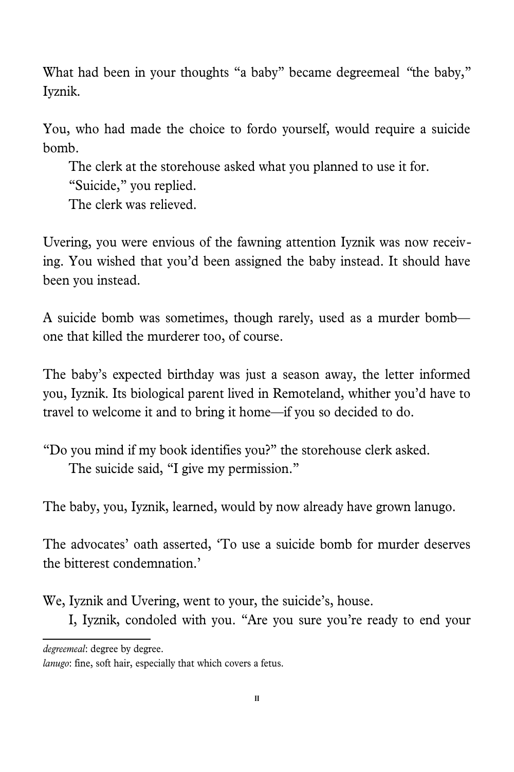What had been in your thoughts "a baby" became degreemeal "the baby," Iyznik.

You, who had made the choice to fordo yourself, would require a suicide bomb.

The clerk at the storehouse asked what you planned to use it for.

"Suicide," you replied.

The clerk was relieved.

Uvering, you were envious of the fawning attention Iyznik was now receiving. You wished that you'd been assigned the baby instead. It should have been you instead.

A suicide bomb was sometimes, though rarely, used as a murder bomb—one that killed the murderer too, of course.

The baby's expected birthday was just a season away, the letter informed you, Iyznik. Its biological parent lived in Remoteland, whither you'd have to travel to welcome it and to bring it home—if you so decided to do.

"Do you mind if my book identifies you?" the storehouse clerk asked.

The suicide said, "I give my permission."

The baby, you, Iyznik, learned, would by now already have grown lanugo.

The advocates' oath asserted, 'To use a suicide bomb for murder deserves the bitterest condemnation.'

We, Iyznik and Uvering, went to your, the suicide's, house.

I, Iyznik, condoled with you. "Are you sure you're ready to end your

---

*degreemeal*: degree by degree.

*lanugo*: fine, soft hair, especially that which covers a fetus.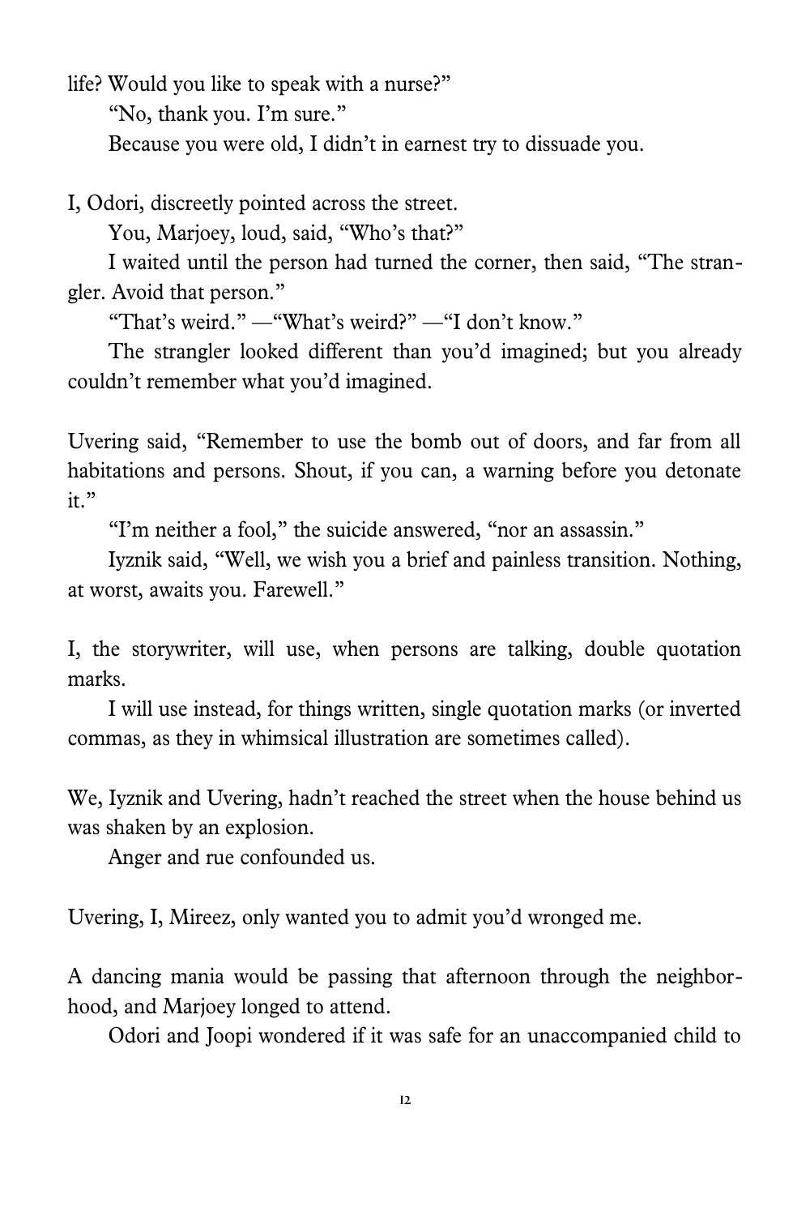life? Would you like to speak with a nurse?"

"No, thank you. I'm sure."

Because you were old, I didn't in earnest try to dissuade you.

I, Odori, discreetly pointed across the street.

You, Marjoey, loud, said, "Who's that?"

I waited until the person had turned the corner, then said, "The strangler. Avoid that person."

"That's weird." —"What's weird?" —"I don't know."

The strangler looked different than you'd imagined; but you already couldn't remember what you'd imagined.

Uvering said, "Remember to use the bomb out of doors, and far from all habitations and persons. Shout, if you can, a warning before you detonate it."

"I'm neither a fool," the suicide answered, "nor an assassin."

Iyznik said, "Well, we wish you a brief and painless transition. Nothing, at worst, awaits you. Farewell."

I, the storywriter, will use, when persons are talking, double quotation marks.

I will use instead, for things written, single quotation marks (or inverted commas, as they in whimsical illustration are sometimes called).

We, Iyznik and Uvering, hadn't reached the street when the house behind us was shaken by an explosion.

Anger and rue confounded us.

Uvering, I, Mireez, only wanted you to admit you'd wronged me.

A dancing mania would be passing that afternoon through the neighborhood, and Marjoey longed to attend.

Odori and Joopi wondered if it was safe for an unaccompanied child to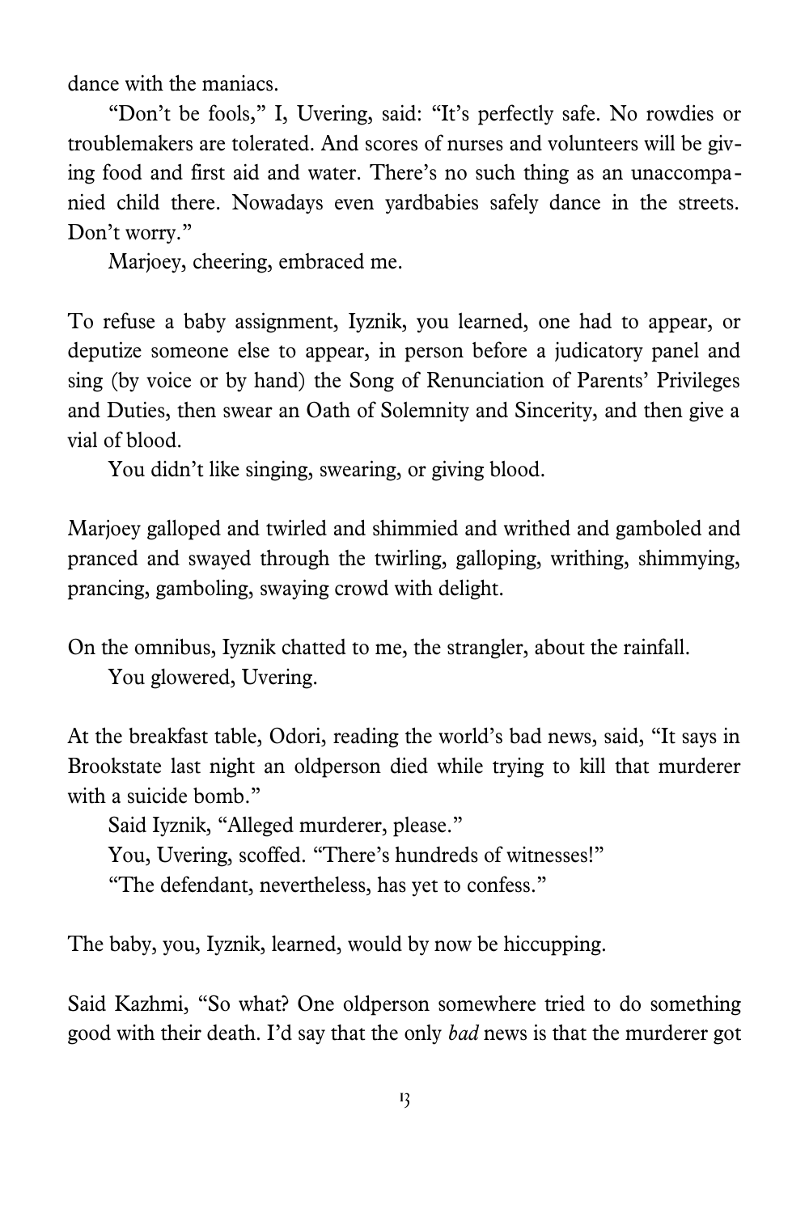dance with the maniacs.

"Don't be fools," I, Uvering, said: "It's perfectly safe. No rowdies or troublemakers are tolerated. And scores of nurses and volunteers will be giving food and first aid and water. There's no such thing as an unaccompanied child there. Nowadays even yardbabies safely dance in the streets. Don't worry."

Marjoey, cheering, embraced me.

To refuse a baby assignment, Iyznik, you learned, one had to appear, or deputize someone else to appear, in person before a judicatory panel and sing (by voice or by hand) the Song of Renunciation of Parents' Privileges and Duties, then swear an Oath of Solemnity and Sincerity, and then give a vial of blood.

You didn't like singing, swearing, or giving blood.

Marjoey galloped and twirled and shimmied and writhed and gamboled and pranced and swayed through the twirling, galloping, writhing, shimmying, prancing, gamboling, swaying crowd with delight.

On the omnibus, Iyznik chatted to me, the strangler, about the rainfall.

You glowered, Uvering.

At the breakfast table, Odori, reading the world's bad news, said, "It says in Brookstate last night an oldperson died while trying to kill that murderer with a suicide bomb."

Said Iyznik, "Alleged murderer, please."

You, Uvering, scoffed. "There's hundreds of witnesses!"

"The defendant, nevertheless, has yet to confess."

The baby, you, Iyznik, learned, would by now be hiccupping.

Said Kazhmi, "So what? One oldperson somewhere tried to do something good with their death. I'd say that the only *bad* news is that the murderer got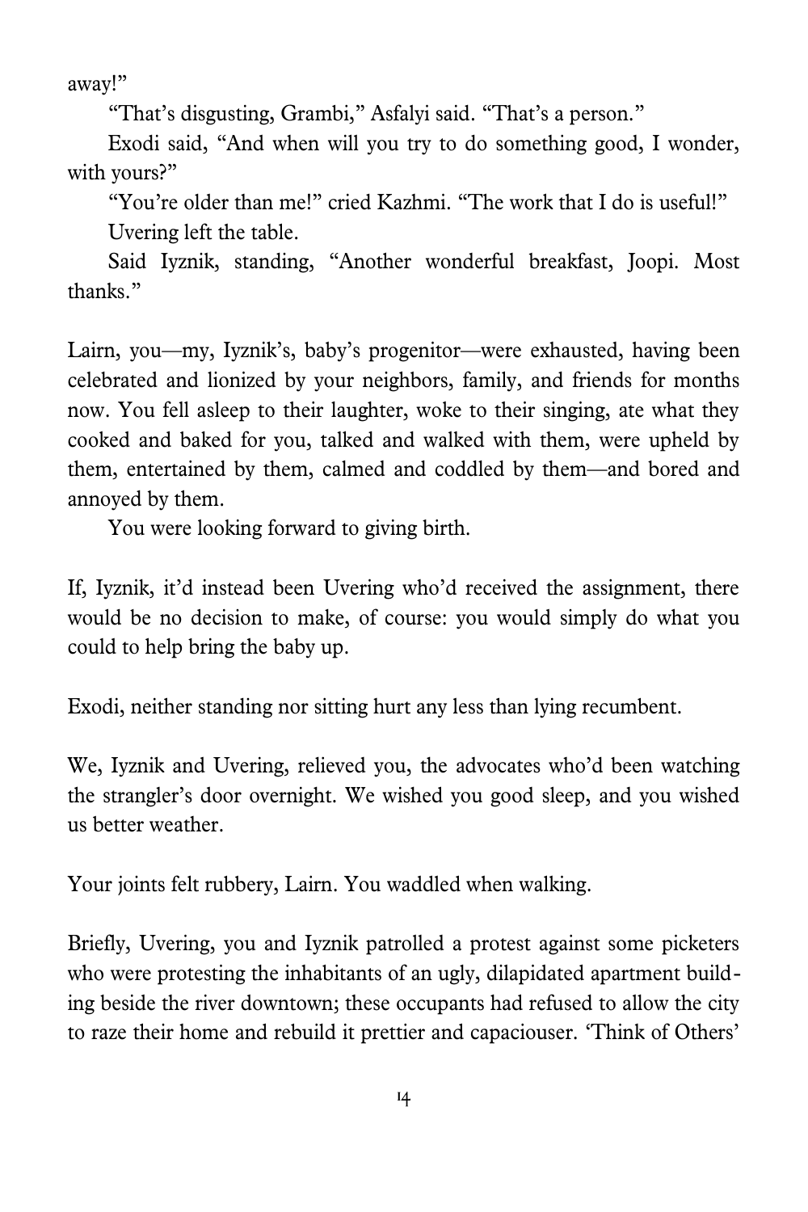away!"

"That's disgusting, Grambi," Asfalyi said. "That's a person."

Exodi said, "And when will you try to do something good, I wonder, with yours?"

"You're older than me!" cried Kazhmi. "The work that I do is useful!"

Uvering left the table.

Said Iyznik, standing, "Another wonderful breakfast, Joopi. Most thanks."

Lairn, you—my, Iyznik's, baby's progenitor—were exhausted, having been celebrated and lionized by your neighbors, family, and friends for months now. You fell asleep to their laughter, woke to their singing, ate what they cooked and baked for you, talked and walked with them, were upheld by them, entertained by them, calmed and coddled by them—and bored and annoyed by them.

You were looking forward to giving birth.

If, Iyznik, it'd instead been Uvering who'd received the assignment, there would be no decision to make, of course: you would simply do what you could to help bring the baby up.

Exodi, neither standing nor sitting hurt any less than lying recumbent.

We, Iyznik and Uvering, relieved you, the advocates who'd been watching the strangler's door overnight. We wished you good sleep, and you wished us better weather.

Your joints felt rubbery, Lairn. You waddled when walking.

Briefly, Uvering, you and Iyznik patrolled a protest against some picketers who were protesting the inhabitants of an ugly, dilapidated apartment building beside the river downtown; these occupants had refused to allow the city to raze their home and rebuild it prettier and capaciouser. 'Think of Others'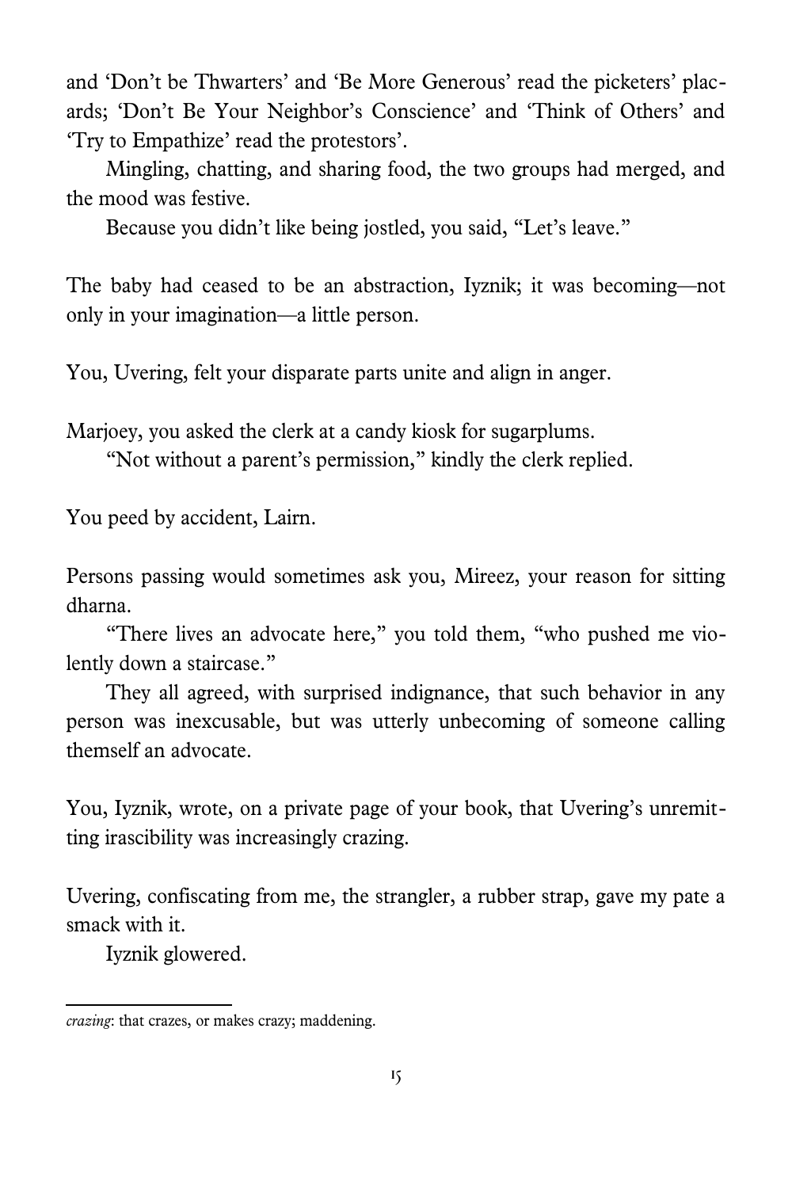and 'Don't be Thwarters' and 'Be More Generous' read the picketers' placards; 'Don't Be Your Neighbor's Conscience' and 'Think of Others' and 'Try to Empathize' read the protestors'.

Mingling, chatting, and sharing food, the two groups had merged, and the mood was festive.

Because you didn't like being jostled, you said, "Let's leave."

The baby had ceased to be an abstraction, Iyznik; it was becoming—not only in your imagination—a little person.

You, Uvering, felt your disparate parts unite and align in anger.

Marjoey, you asked the clerk at a candy kiosk for sugarplums.

"Not without a parent's permission," kindly the clerk replied.

You peed by accident, Lairn.

Persons passing would sometimes ask you, Mireez, your reason for sitting dharna.

"There lives an advocate here," you told them, "who pushed me violently down a staircase."

They all agreed, with surprised indignance, that such behavior in any person was inexcusable, but was utterly unbecoming of someone calling themself an advocate.

You, Iyznik, wrote, on a private page of your book, that Uvering's unremitting irascibility was increasingly crazing.

Uvering, confiscating from me, the strangler, a rubber strap, gave my pate a smack with it.

Iyznik glowered.

---

*crazing*: that crazes, or makes crazy; maddening.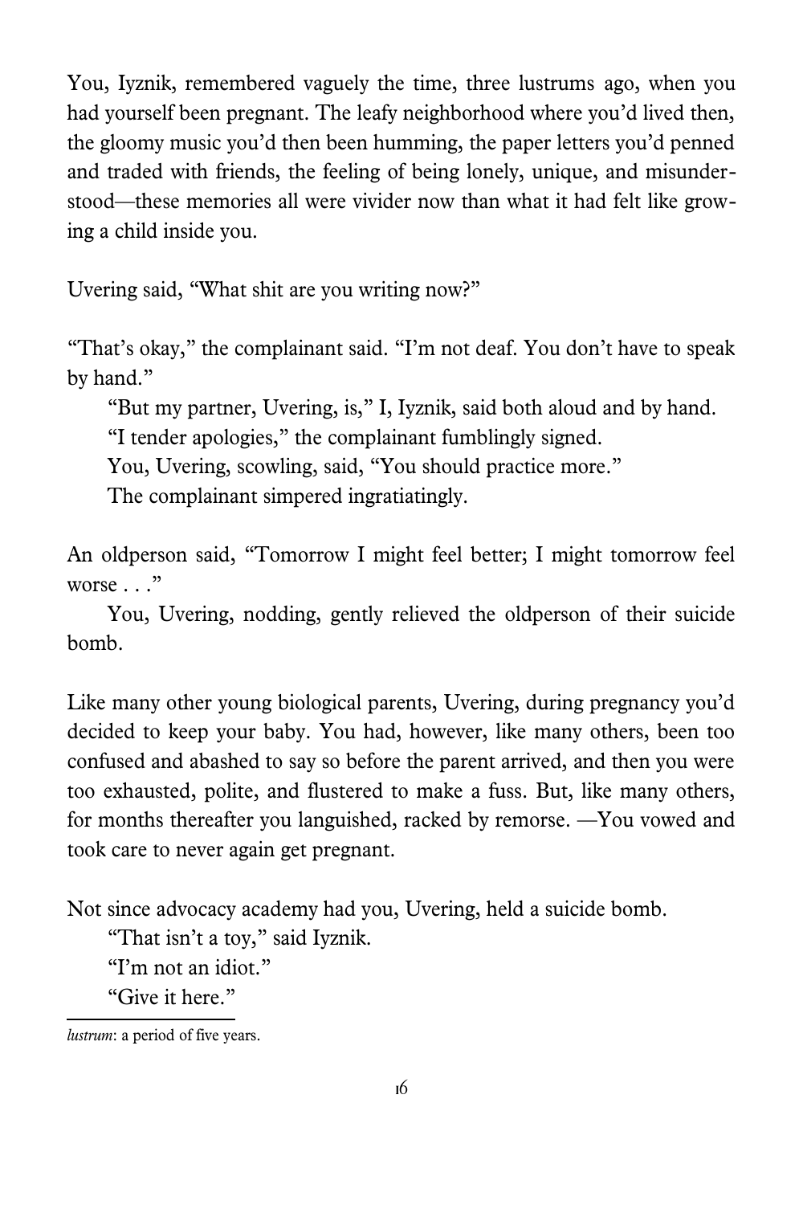You, Iyznik, remembered vaguely the time, three lustrums ago, when you had yourself been pregnant. The leafy neighborhood where you'd lived then, the gloomy music you'd then been humming, the paper letters you'd penned and traded with friends, the feeling of being lonely, unique, and misunderstood—these memories all were vivider now than what it had felt like growing a child inside you.

Uvering said, "What shit are you writing now?"

"That's okay," the complainant said. "I'm not deaf. You don't have to speak by hand."

"But my partner, Uvering, is," I, Iyznik, said both aloud and by hand.

"I tender apologies," the complainant fumblingly signed.

You, Uvering, scowling, said, "You should practice more."

The complainant simpered ingratiatingly.

An oldperson said, "Tomorrow I might feel better; I might tomorrow feel worse . . ."

You, Uvering, nodding, gently relieved the oldperson of their suicide bomb.

Like many other young biological parents, Uvering, during pregnancy you'd decided to keep your baby. You had, however, like many others, been too confused and abashed to say so before the parent arrived, and then you were too exhausted, polite, and flustered to make a fuss. But, like many others, for months thereafter you languished, racked by remorse. —You vowed and took care to never again get pregnant.

Not since advocacy academy had you, Uvering, held a suicide bomb.

"That isn't a toy," said Iyznik.

"I'm not an idiot."

"Give it here."

---

*lustrum*: a period of five years.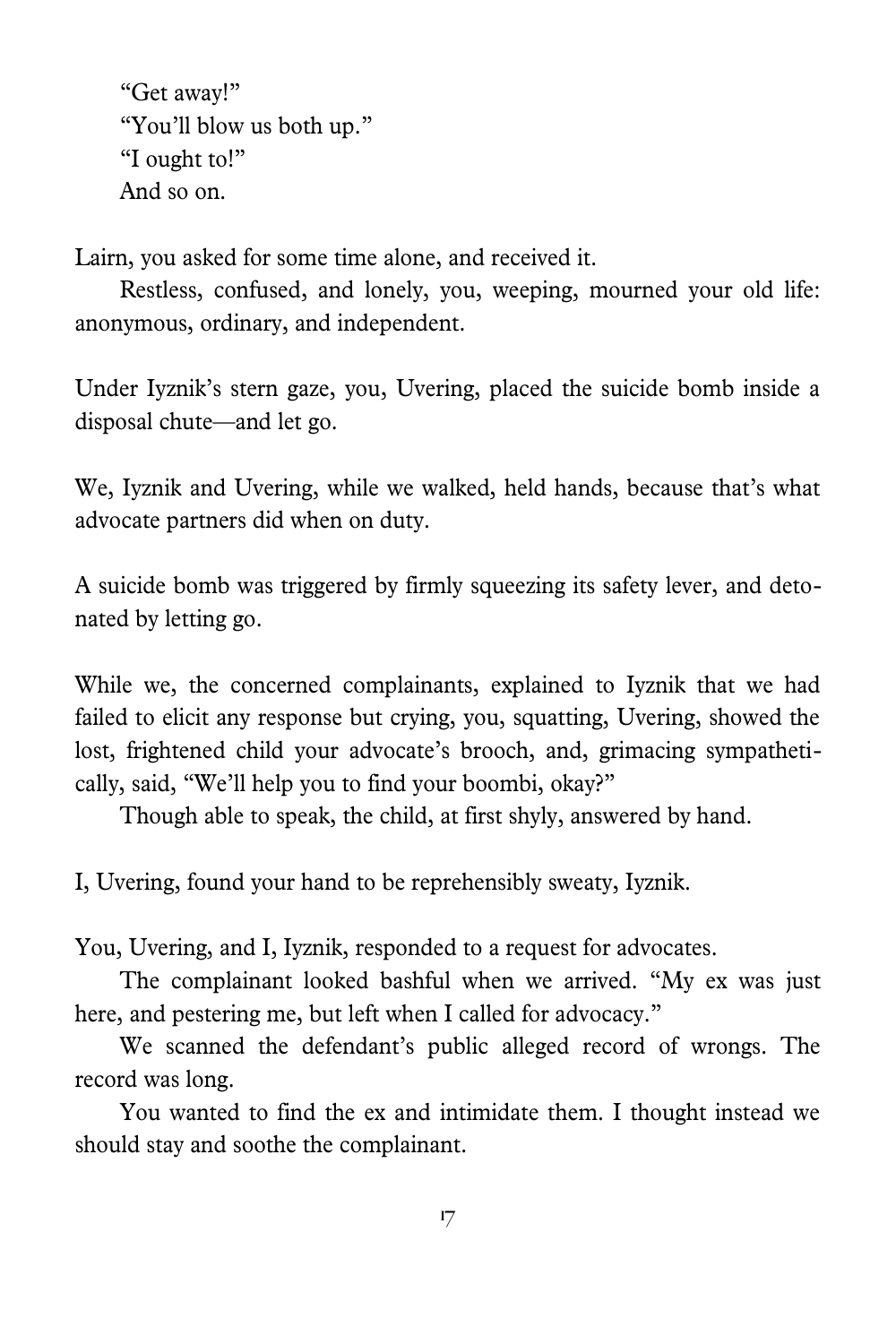"Get away!"
"You'll blow us both up."
"I ought to!"
And so on.

Lairn, you asked for some time alone, and received it.

Restless, confused, and lonely, you, weeping, mourned your old life: anonymous, ordinary, and independent.

Under Iyznik's stern gaze, you, Uvering, placed the suicide bomb inside a disposal chute—and let go.

We, Iyznik and Uvering, while we walked, held hands, because that's what advocate partners did when on duty.

A suicide bomb was triggered by firmly squeezing its safety lever, and detonated by letting go.

While we, the concerned complainants, explained to Iyznik that we had failed to elicit any response but crying, you, squatting, Uvering, showed the lost, frightened child your advocate's brooch, and, grimacing sympathetically, said, "We'll help you to find your boombi, okay?"

Though able to speak, the child, at first shyly, answered by hand.

I, Uvering, found your hand to be reprehensibly sweaty, Iyznik.

You, Uvering, and I, Iyznik, responded to a request for advocates.

The complainant looked bashful when we arrived. "My ex was just here, and pestering me, but left when I called for advocacy."

We scanned the defendant's public alleged record of wrongs. The record was long.

You wanted to find the ex and intimidate them. I thought instead we should stay and soothe the complainant.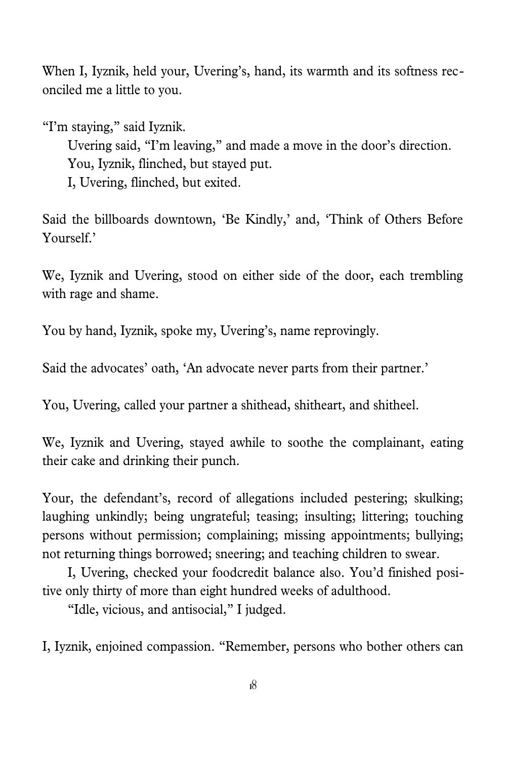When I, Iyznik, held your, Uvering's, hand, its warmth and its softness reconciled me a little to you.

"I'm staying," said Iyznik.

Uvering said, "I'm leaving," and made a move in the door's direction.

You, Iyznik, flinched, but stayed put.

I, Uvering, flinched, but exited.

Said the billboards downtown, 'Be Kindly,' and, 'Think of Others Before Yourself.'

We, Iyznik and Uvering, stood on either side of the door, each trembling with rage and shame.

You by hand, Iyznik, spoke my, Uvering's, name reprovingly.

Said the advocates' oath, 'An advocate never parts from their partner.'

You, Uvering, called your partner a shithead, shitheart, and shitheel.

We, Iyznik and Uvering, stayed awhile to soothe the complainant, eating their cake and drinking their punch.

Your, the defendant's, record of allegations included pestering; skulking; laughing unkindly; being ungrateful; teasing; insulting; littering; touching persons without permission; complaining; missing appointments; bullying; not returning things borrowed; sneering; and teaching children to swear.

I, Uvering, checked your foodcredit balance also. You'd finished positive only thirty of more than eight hundred weeks of adulthood.

"Idle, vicious, and antisocial," I judged.

I, Iyznik, enjoined compassion. "Remember, persons who bother others can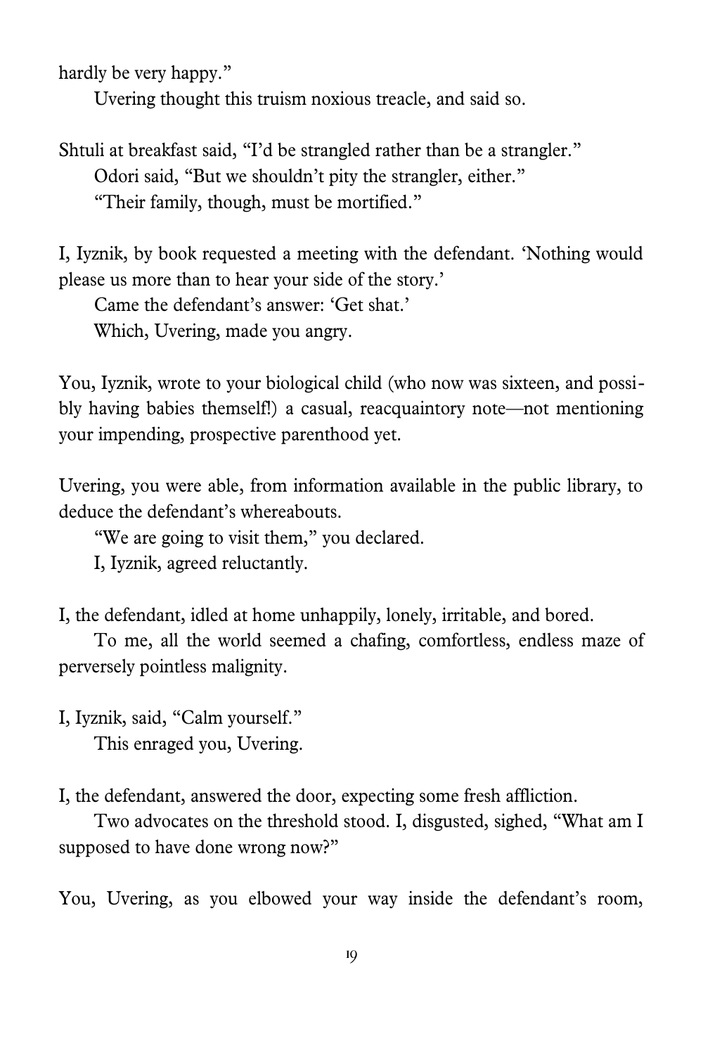hardly be very happy."

Uvering thought this truism noxious treacle, and said so.

Shtuli at breakfast said, "I'd be strangled rather than be a strangler."

Odori said, "But we shouldn't pity the strangler, either."

"Their family, though, must be mortified."

I, Iyznik, by book requested a meeting with the defendant. 'Nothing would please us more than to hear your side of the story.'

Came the defendant's answer: 'Get shat.'

Which, Uvering, made you angry.

You, Iyznik, wrote to your biological child (who now was sixteen, and possibly having babies themself!) a casual, reacquaintory note—not mentioning your impending, prospective parenthood yet.

Uvering, you were able, from information available in the public library, to deduce the defendant's whereabouts.

"We are going to visit them," you declared.

I, Iyznik, agreed reluctantly.

I, the defendant, idled at home unhappily, lonely, irritable, and bored.

To me, all the world seemed a chafing, comfortless, endless maze of perversely pointless malignity.

I, Iyznik, said, "Calm yourself."

This enraged you, Uvering.

I, the defendant, answered the door, expecting some fresh affliction.

Two advocates on the threshold stood. I, disgusted, sighed, "What am I supposed to have done wrong now?"

You, Uvering, as you elbowed your way inside the defendant's room,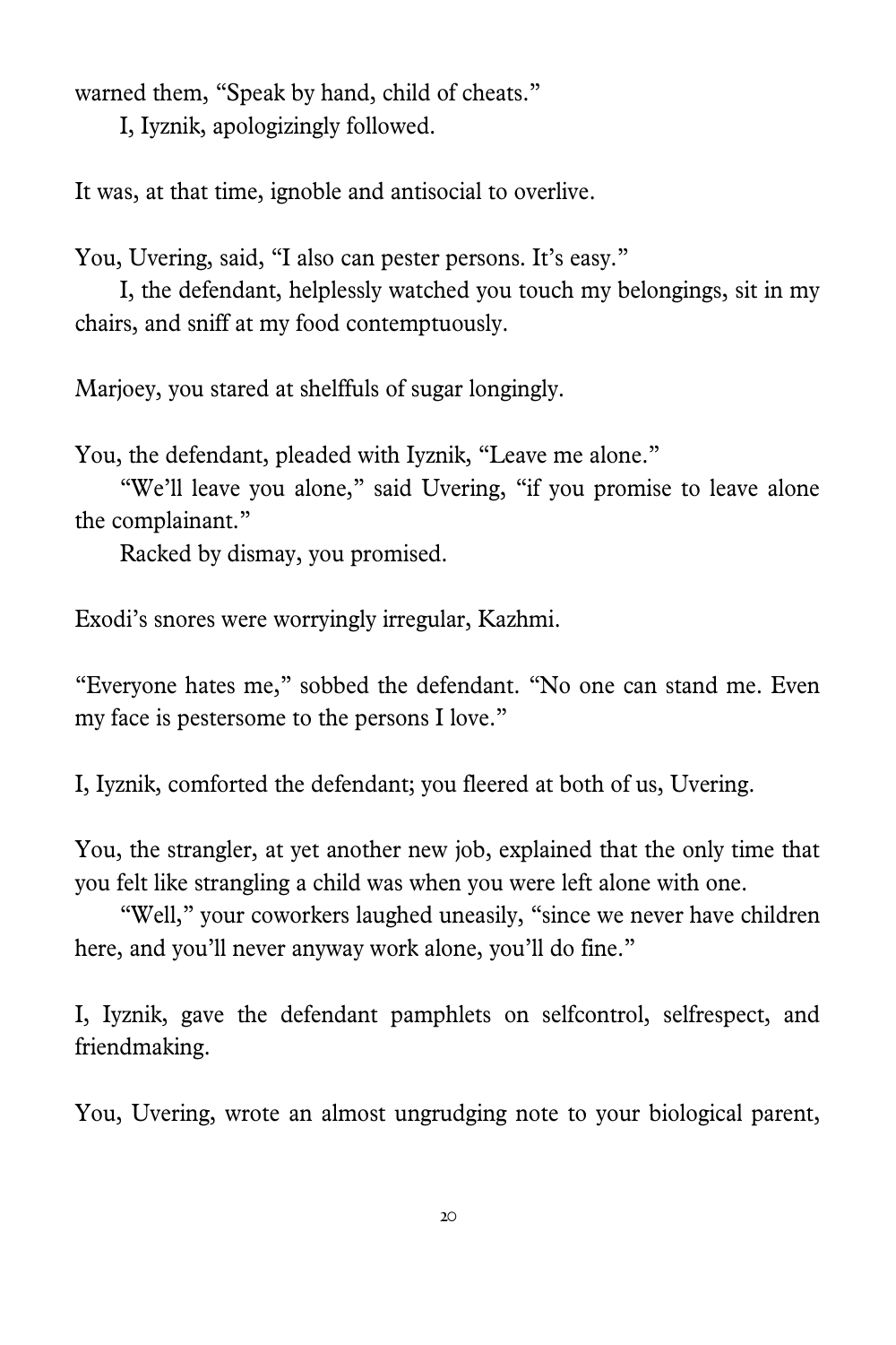warned them, "Speak by hand, child of cheats."

I, Iyznik, apologizingly followed.

It was, at that time, ignoble and antisocial to overlive.

You, Uvering, said, "I also can pester persons. It's easy."

I, the defendant, helplessly watched you touch my belongings, sit in my chairs, and sniff at my food contemptuously.

Marjoey, you stared at shelffuls of sugar longingly.

You, the defendant, pleaded with Iyznik, "Leave me alone."

"We'll leave you alone," said Uvering, "if you promise to leave alone the complainant."

Racked by dismay, you promised.

Exodi's snores were worryingly irregular, Kazhmi.

"Everyone hates me," sobbed the defendant. "No one can stand me. Even my face is pestersome to the persons I love."

I, Iyznik, comforted the defendant; you fleered at both of us, Uvering.

You, the strangler, at yet another new job, explained that the only time that you felt like strangling a child was when you were left alone with one.

"Well," your coworkers laughed uneasily, "since we never have children here, and you'll never anyway work alone, you'll do fine."

I, Iyznik, gave the defendant pamphlets on selfcontrol, selfrespect, and friendmaking.

You, Uvering, wrote an almost ungrudging note to your biological parent,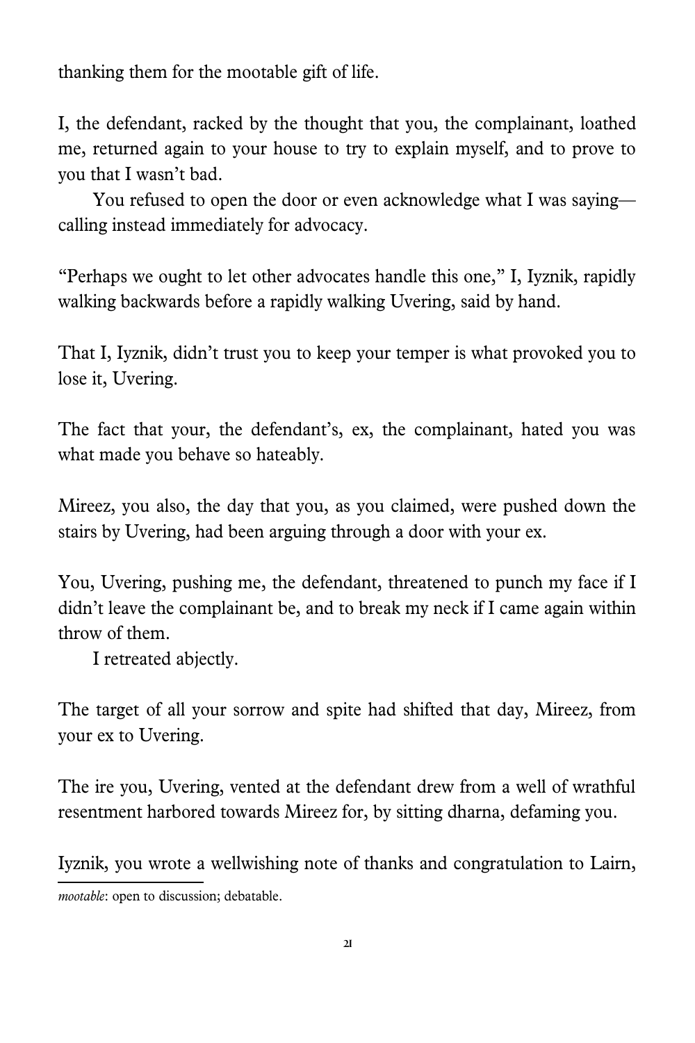thanking them for the mootable gift of life.

I, the defendant, racked by the thought that you, the complainant, loathed me, returned again to your house to try to explain myself, and to prove to you that I wasn't bad.

You refused to open the door or even acknowledge what I was saying—calling instead immediately for advocacy.

"Perhaps we ought to let other advocates handle this one," I, Iyznik, rapidly walking backwards before a rapidly walking Uvering, said by hand.

That I, Iyznik, didn't trust you to keep your temper is what provoked you to lose it, Uvering.

The fact that your, the defendant's, ex, the complainant, hated you was what made you behave so hateably.

Mireez, you also, the day that you, as you claimed, were pushed down the stairs by Uvering, had been arguing through a door with your ex.

You, Uvering, pushing me, the defendant, threatened to punch my face if I didn't leave the complainant be, and to break my neck if I came again within throw of them.

I retreated abjectly.

The target of all your sorrow and spite had shifted that day, Mireez, from your ex to Uvering.

The ire you, Uvering, vented at the defendant drew from a well of wrathful resentment harbored towards Mireez for, by sitting dharna, defaming you.

Iyznik, you wrote a wellwishing note of thanks and congratulation to Lairn,

---

*mootable*: open to discussion; debatable.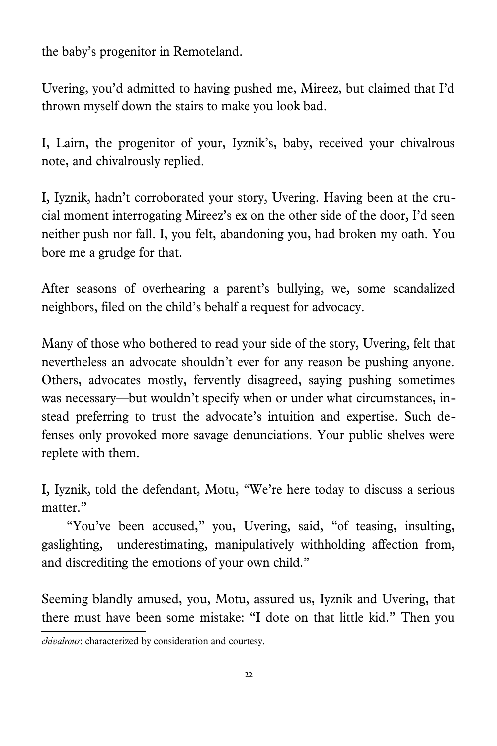the baby's progenitor in Remoteland.

Uvering, you'd admitted to having pushed me, Mireez, but claimed that I'd thrown myself down the stairs to make you look bad.

I, Lairn, the progenitor of your, Iyznik's, baby, received your chivalrous note, and chivalrously replied.

I, Iyznik, hadn't corroborated your story, Uvering. Having been at the crucial moment interrogating Mireez's ex on the other side of the door, I'd seen neither push nor fall. I, you felt, abandoning you, had broken my oath. You bore me a grudge for that.

After seasons of overhearing a parent's bullying, we, some scandalized neighbors, filed on the child's behalf a request for advocacy.

Many of those who bothered to read your side of the story, Uvering, felt that nevertheless an advocate shouldn't ever for any reason be pushing anyone. Others, advocates mostly, fervently disagreed, saying pushing sometimes was necessary—but wouldn't specify when or under what circumstances, instead preferring to trust the advocate's intuition and expertise. Such defenses only provoked more savage denunciations. Your public shelves were replete with them.

I, Iyznik, told the defendant, Motu, "We're here today to discuss a serious matter."

"You've been accused," you, Uvering, said, "of teasing, insulting, gaslighting, underestimating, manipulatively withholding affection from, and discrediting the emotions of your own child."

Seeming blandly amused, you, Motu, assured us, Iyznik and Uvering, that there must have been some mistake: "I dote on that little kid." Then you

---

*chivalrous*: characterized by consideration and courtesy.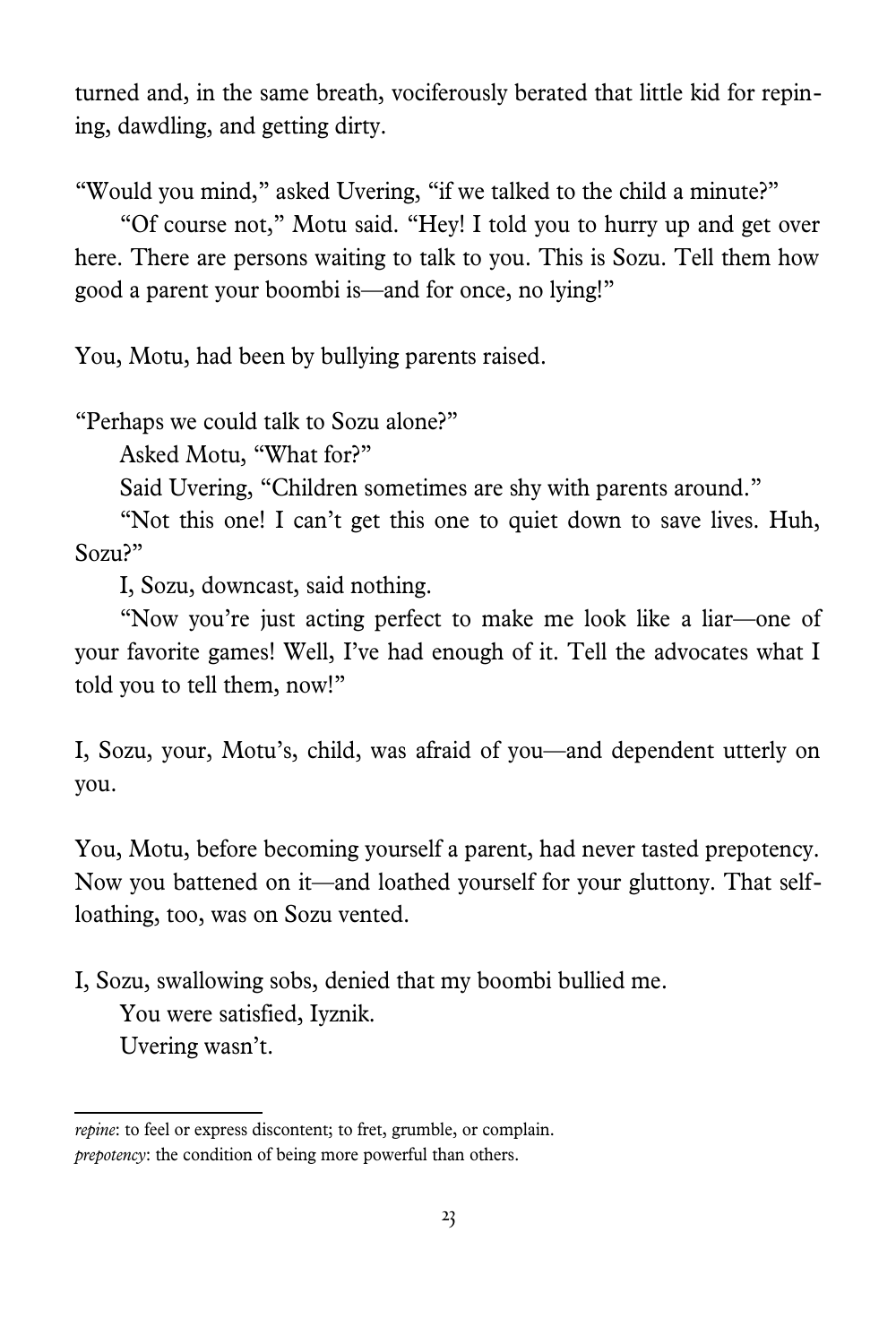turned and, in the same breath, vociferously berated that little kid for repining, dawdling, and getting dirty.

"Would you mind," asked Uvering, "if we talked to the child a minute?"

"Of course not," Motu said. "Hey! I told you to hurry up and get over here. There are persons waiting to talk to you. This is Sozu. Tell them how good a parent your boombi is—and for once, no lying!"

You, Motu, had been by bullying parents raised.

"Perhaps we could talk to Sozu alone?"

Asked Motu, "What for?"

Said Uvering, "Children sometimes are shy with parents around."

"Not this one! I can't get this one to quiet down to save lives. Huh, Sozu?"

I, Sozu, downcast, said nothing.

"Now you're just acting perfect to make me look like a liar—one of your favorite games! Well, I've had enough of it. Tell the advocates what I told you to tell them, now!"

I, Sozu, your, Motu's, child, was afraid of you—and dependent utterly on you.

You, Motu, before becoming yourself a parent, had never tasted prepotency. Now you battened on it—and loathed yourself for your gluttony. That self-loathing, too, was on Sozu vented.

I, Sozu, swallowing sobs, denied that my boombi bullied me.

You were satisfied, Iyznik.

Uvering wasn't.

---

*repine*: to feel or express discontent; to fret, grumble, or complain.
*prepotency*: the condition of being more powerful than others.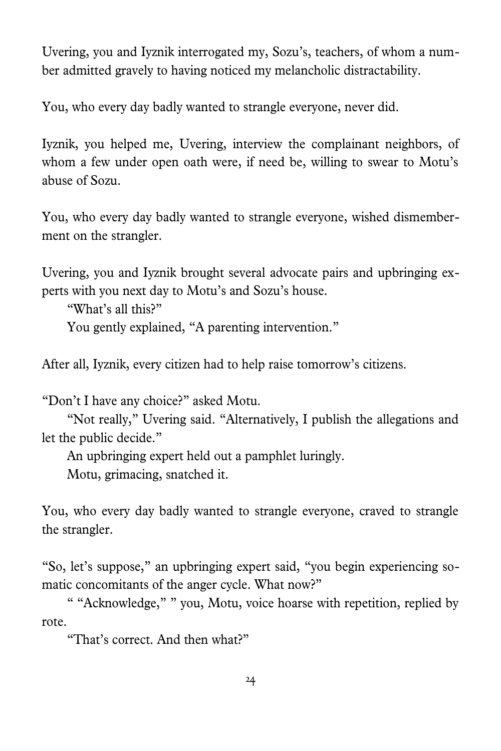Uvering, you and Iyznik interrogated my, Sozu's, teachers, of whom a number admitted gravely to having noticed my melancholic distractability.

You, who every day badly wanted to strangle everyone, never did.

Iyznik, you helped me, Uvering, interview the complainant neighbors, of whom a few under open oath were, if need be, willing to swear to Motu's abuse of Sozu.

You, who every day badly wanted to strangle everyone, wished dismemberment on the strangler.

Uvering, you and Iyznik brought several advocate pairs and upbringing experts with you next day to Motu's and Sozu's house.

"What's all this?"

You gently explained, "A parenting intervention."

After all, Iyznik, every citizen had to help raise tomorrow's citizens.

"Don't I have any choice?" asked Motu.

"Not really," Uvering said. "Alternatively, I publish the allegations and let the public decide."

An upbringing expert held out a pamphlet luringly.

Motu, grimacing, snatched it.

You, who every day badly wanted to strangle everyone, craved to strangle the strangler.

"So, let's suppose," an upbringing expert said, "you begin experiencing somatic concomitants of the anger cycle. What now?"

" "Acknowledge," " you, Motu, voice hoarse with repetition, replied by rote.

"That's correct. And then what?"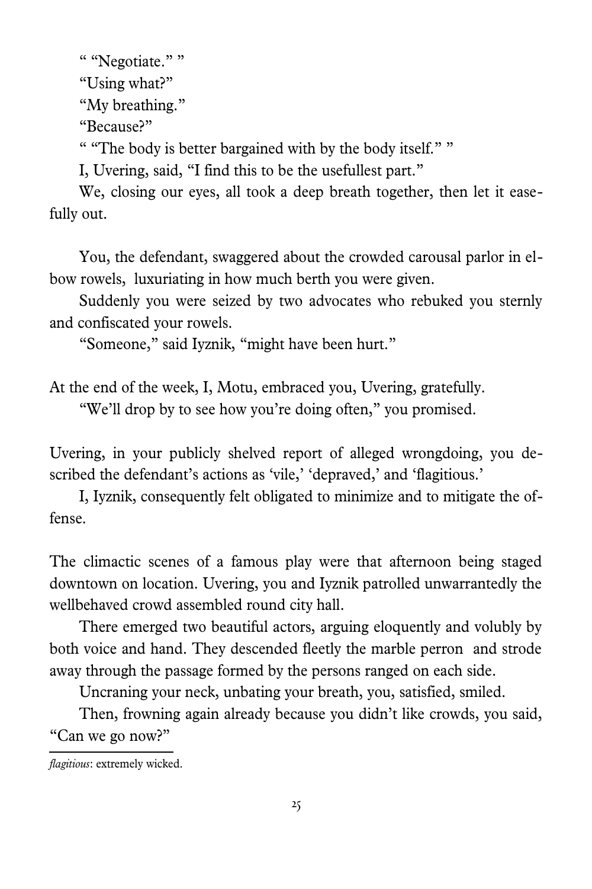" "Negotiate." "

"Using what?"

"My breathing."

"Because?"

" "The body is better bargained with by the body itself." "

I, Uvering, said, "I find this to be the usefullest part."

We, closing our eyes, all took a deep breath together, then let it easefully out.

You, the defendant, swaggered about the crowded carousal parlor in elbow rowels, luxuriating in how much berth you were given.

Suddenly you were seized by two advocates who rebuked you sternly and confiscated your rowels.

"Someone," said Iyznik, "might have been hurt."

At the end of the week, I, Motu, embraced you, Uvering, gratefully.

"We'll drop by to see how you're doing often," you promised.

Uvering, in your publicly shelved report of alleged wrongdoing, you described the defendant's actions as 'vile,' 'depraved,' and 'flagitious.'

I, Iyznik, consequently felt obligated to minimize and to mitigate the offense.

The climactic scenes of a famous play were that afternoon being staged downtown on location. Uvering, you and Iyznik patrolled unwarrantedly the wellbehaved crowd assembled round city hall.

There emerged two beautiful actors, arguing eloquently and volubly by both voice and hand. They descended fleetly the marble perron and strode away through the passage formed by the persons ranged on each side.

Uncraning your neck, unbating your breath, you, satisfied, smiled.

Then, frowning again already because you didn't like crowds, you said, "Can we go now?"

---

*flagitious*: extremely wicked.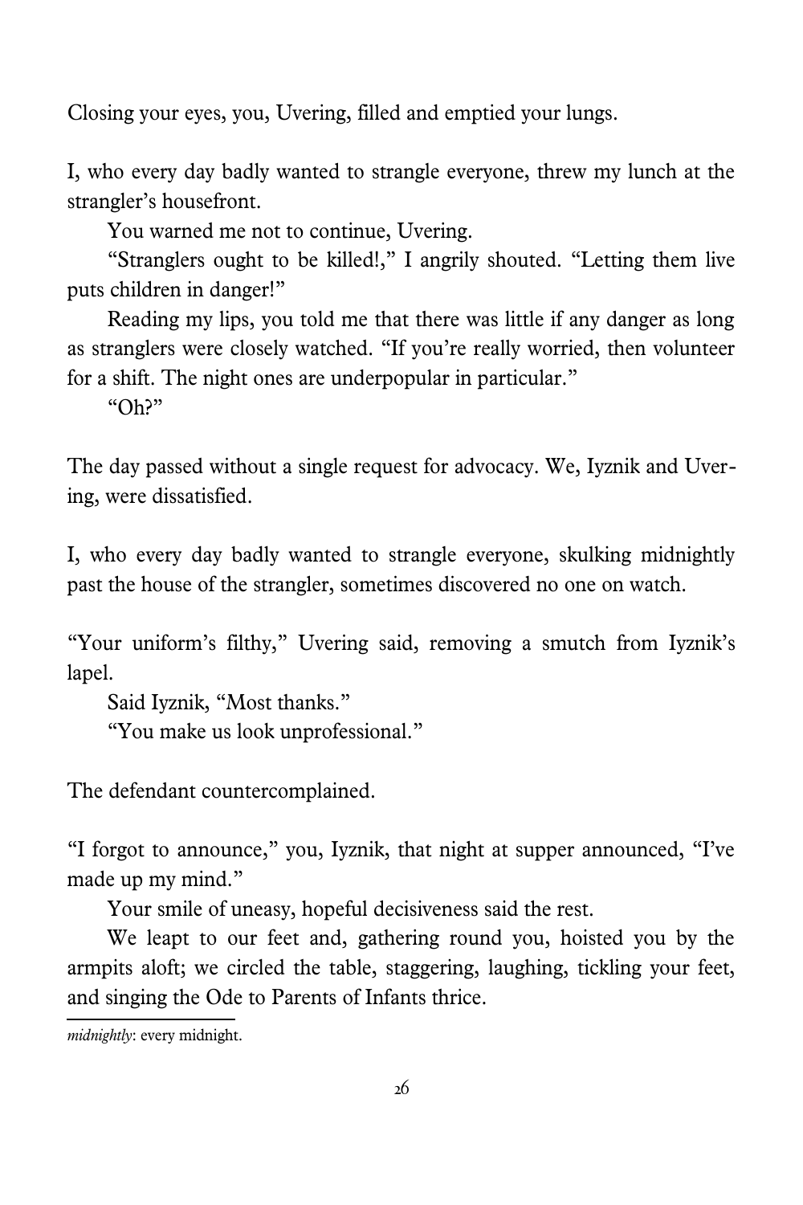Closing your eyes, you, Uvering, filled and emptied your lungs.

I, who every day badly wanted to strangle everyone, threw my lunch at the strangler's housefront.

You warned me not to continue, Uvering.

"Stranglers ought to be killed!," I angrily shouted. "Letting them live puts children in danger!"

Reading my lips, you told me that there was little if any danger as long as stranglers were closely watched. "If you're really worried, then volunteer for a shift. The night ones are underpopular in particular."

"Oh?"

The day passed without a single request for advocacy. We, Iyznik and Uvering, were dissatisfied.

I, who every day badly wanted to strangle everyone, skulking midnightly past the house of the strangler, sometimes discovered no one on watch.

"Your uniform's filthy," Uvering said, removing a smutch from Iyznik's lapel.

Said Iyznik, "Most thanks."

"You make us look unprofessional."

The defendant countercomplained.

"I forgot to announce," you, Iyznik, that night at supper announced, "I've made up my mind."

Your smile of uneasy, hopeful decisiveness said the rest.

We leapt to our feet and, gathering round you, hoisted you by the armpits aloft; we circled the table, staggering, laughing, tickling your feet, and singing the Ode to Parents of Infants thrice.

---

*midnightly*: every midnight.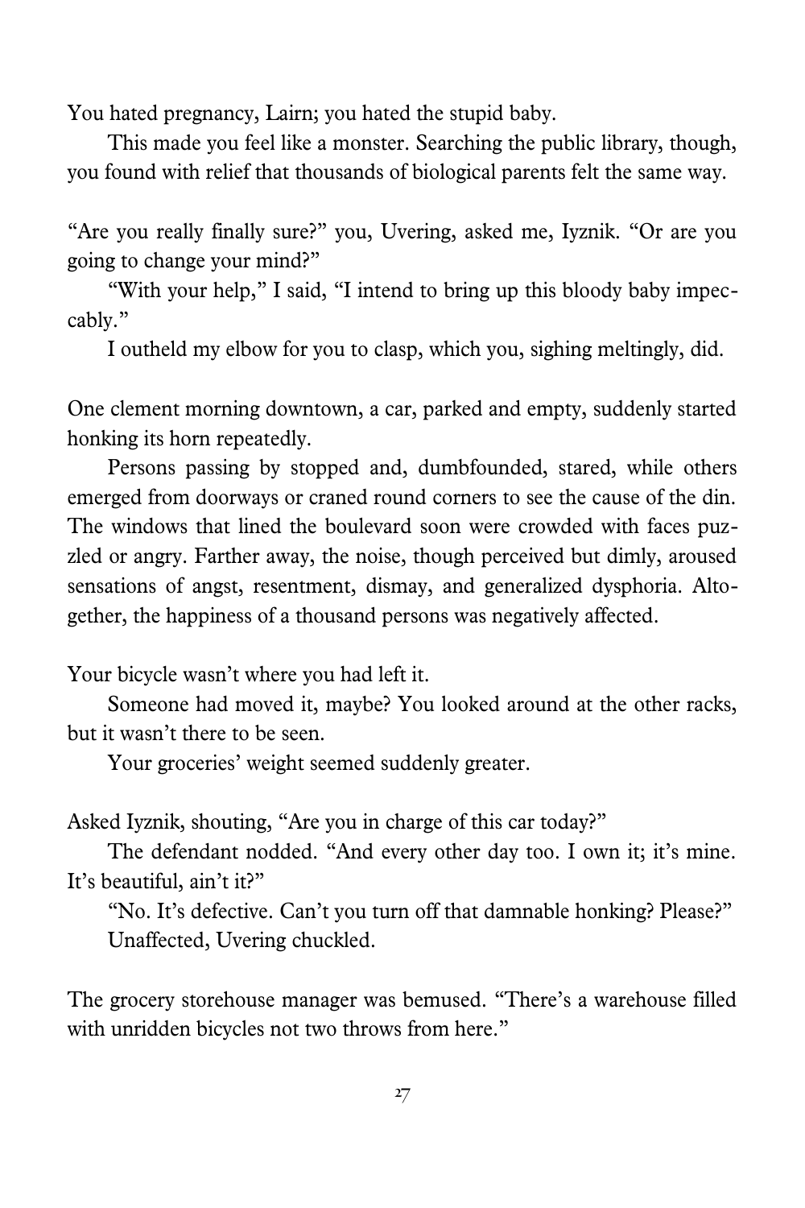You hated pregnancy, Lairn; you hated the stupid baby.

This made you feel like a monster. Searching the public library, though, you found with relief that thousands of biological parents felt the same way.

"Are you really finally sure?" you, Uvering, asked me, Iyznik. "Or are you going to change your mind?"

"With your help," I said, "I intend to bring up this bloody baby impeccably."

I outheld my elbow for you to clasp, which you, sighing meltingly, did.

One clement morning downtown, a car, parked and empty, suddenly started honking its horn repeatedly.

Persons passing by stopped and, dumbfounded, stared, while others emerged from doorways or craned round corners to see the cause of the din. The windows that lined the boulevard soon were crowded with faces puzzled or angry. Farther away, the noise, though perceived but dimly, aroused sensations of angst, resentment, dismay, and generalized dysphoria. Altogether, the happiness of a thousand persons was negatively affected.

Your bicycle wasn't where you had left it.

Someone had moved it, maybe? You looked around at the other racks, but it wasn't there to be seen.

Your groceries' weight seemed suddenly greater.

Asked Iyznik, shouting, "Are you in charge of this car today?"

The defendant nodded. "And every other day too. I own it; it's mine. It's beautiful, ain't it?"

"No. It's defective. Can't you turn off that damnable honking? Please?"

Unaffected, Uvering chuckled.

The grocery storehouse manager was bemused. "There's a warehouse filled with unridden bicycles not two throws from here."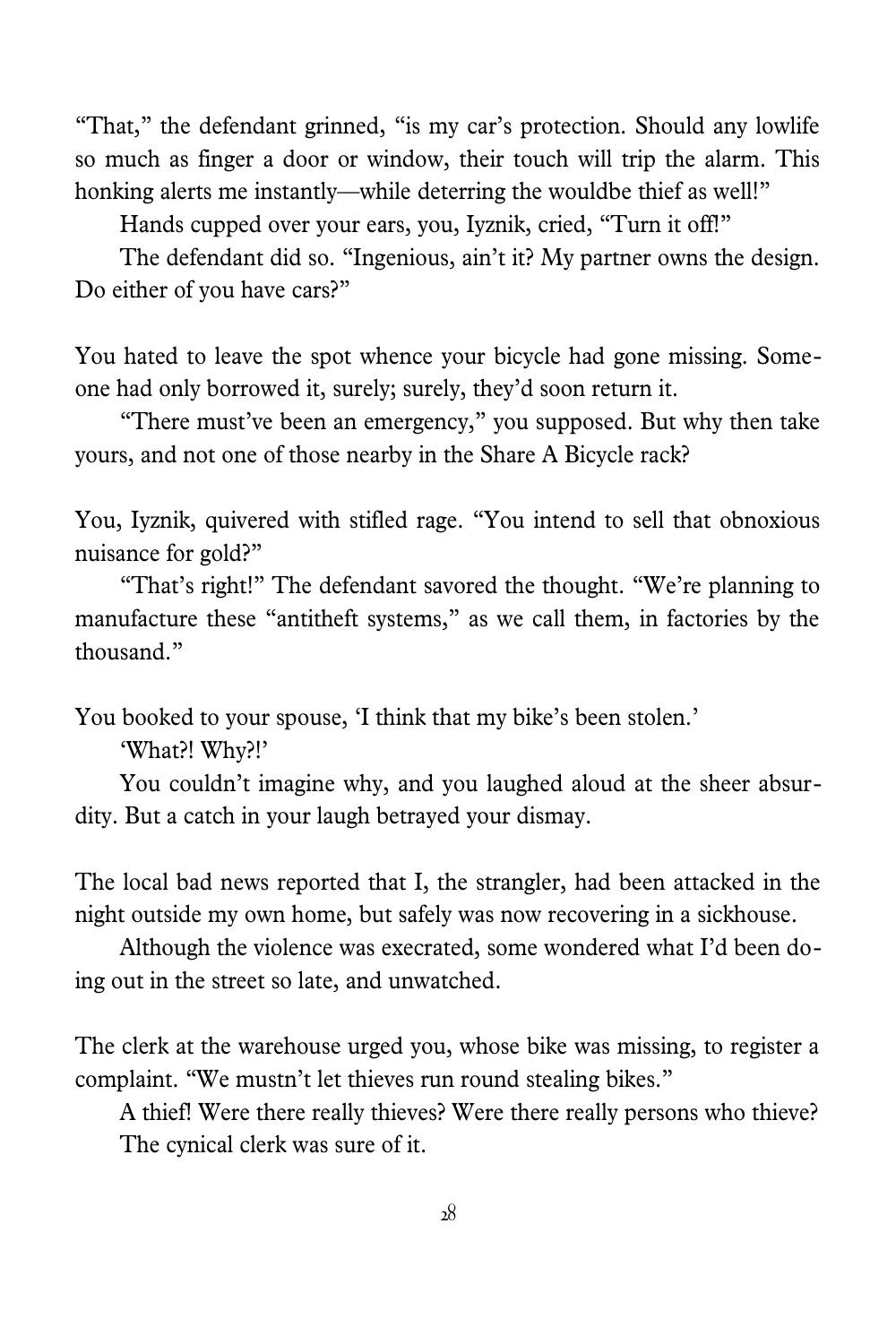"That," the defendant grinned, "is my car's protection. Should any lowlife so much as finger a door or window, their touch will trip the alarm. This honking alerts me instantly—while deterring the wouldbe thief as well!"

Hands cupped over your ears, you, Iyznik, cried, "Turn it off!"

The defendant did so. "Ingenious, ain't it? My partner owns the design. Do either of you have cars?"

You hated to leave the spot whence your bicycle had gone missing. Someone had only borrowed it, surely; surely, they'd soon return it.

"There must've been an emergency," you supposed. But why then take yours, and not one of those nearby in the Share A Bicycle rack?

You, Iyznik, quivered with stifled rage. "You intend to sell that obnoxious nuisance for gold?"

"That's right!" The defendant savored the thought. "We're planning to manufacture these "antitheft systems," as we call them, in factories by the thousand."

You booked to your spouse, 'I think that my bike's been stolen.'

'What?! Why?!'

You couldn't imagine why, and you laughed aloud at the sheer absurdity. But a catch in your laugh betrayed your dismay.

The local bad news reported that I, the strangler, had been attacked in the night outside my own home, but safely was now recovering in a sickhouse.

Although the violence was execrated, some wondered what I'd been doing out in the street so late, and unwatched.

The clerk at the warehouse urged you, whose bike was missing, to register a complaint. "We mustn't let thieves run round stealing bikes."

A thief! Were there really thieves? Were there really persons who thieve?

The cynical clerk was sure of it.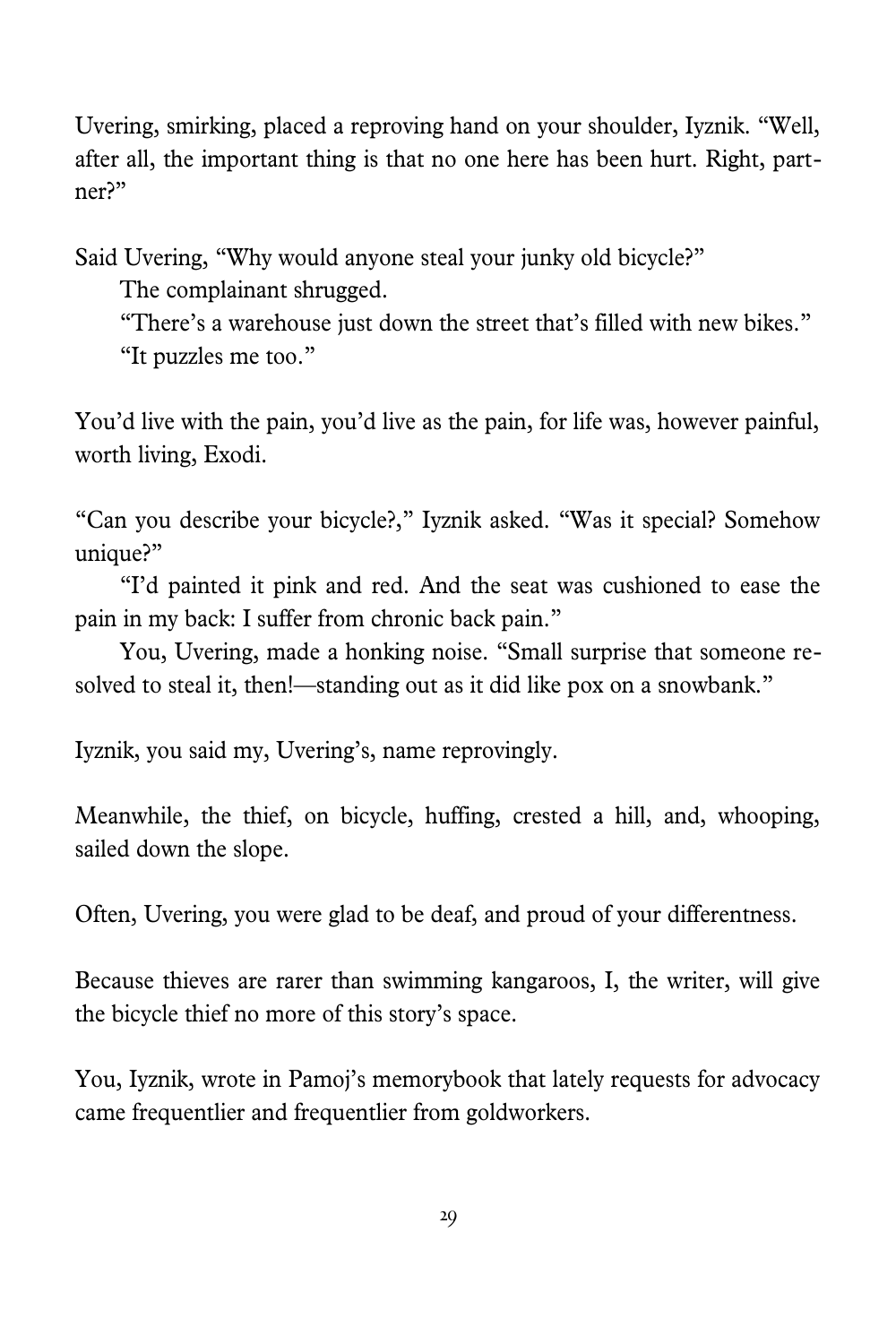Uvering, smirking, placed a reproving hand on your shoulder, Iyznik. "Well, after all, the important thing is that no one here has been hurt. Right, partner?"

Said Uvering, "Why would anyone steal your junky old bicycle?"

The complainant shrugged.

"There's a warehouse just down the street that's filled with new bikes."

"It puzzles me too."

You'd live with the pain, you'd live as the pain, for life was, however painful, worth living, Exodi.

"Can you describe your bicycle?," Iyznik asked. "Was it special? Somehow unique?"

"I'd painted it pink and red. And the seat was cushioned to ease the pain in my back: I suffer from chronic back pain."

You, Uvering, made a honking noise. "Small surprise that someone resolved to steal it, then!—standing out as it did like pox on a snowbank."

Iyznik, you said my, Uvering's, name reprovingly.

Meanwhile, the thief, on bicycle, huffing, crested a hill, and, whooping, sailed down the slope.

Often, Uvering, you were glad to be deaf, and proud of your differentness.

Because thieves are rarer than swimming kangaroos, I, the writer, will give the bicycle thief no more of this story's space.

You, Iyznik, wrote in Pamoj's memorybook that lately requests for advocacy came frequentlier and frequentlier from goldworkers.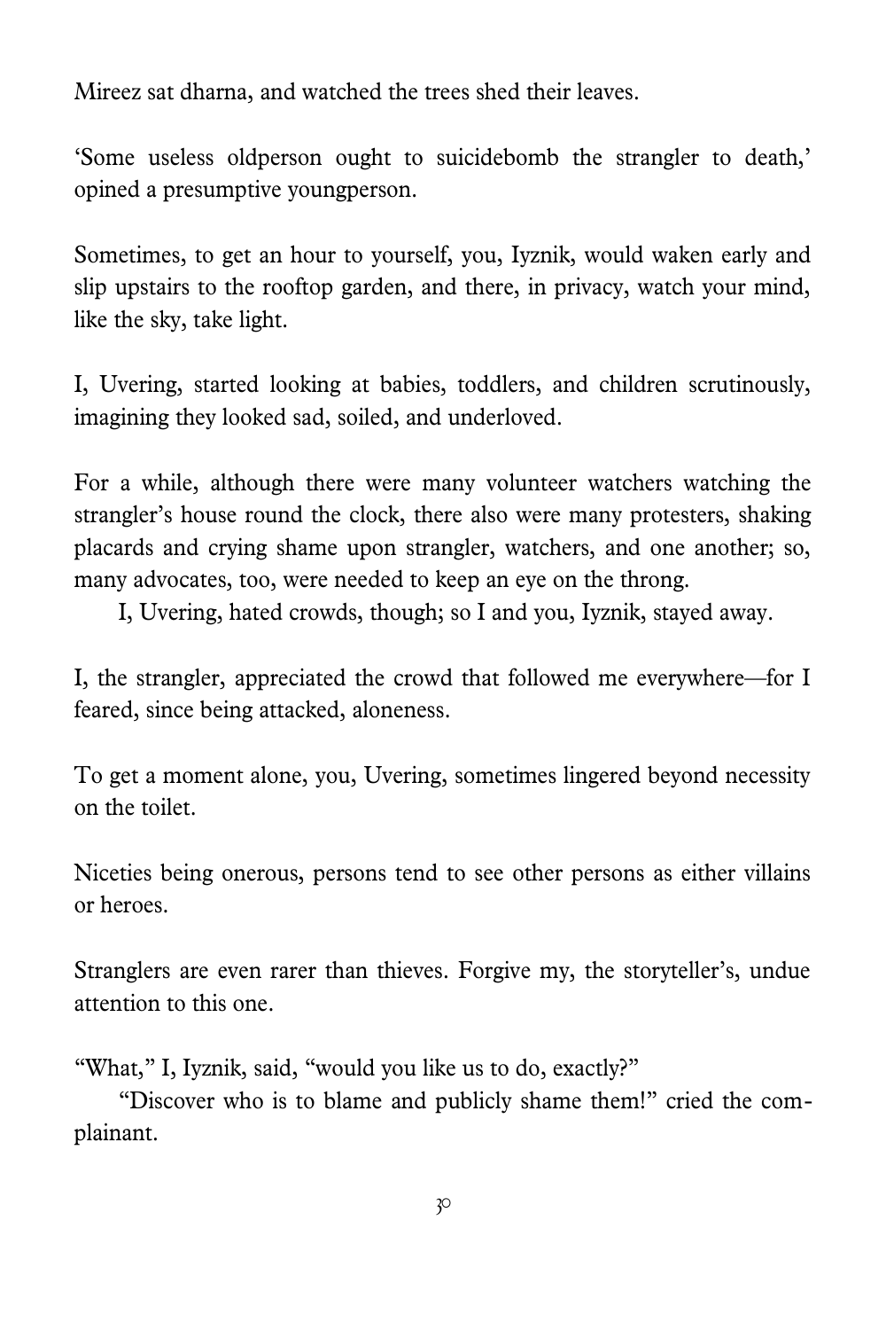Mireez sat dharna, and watched the trees shed their leaves.

'Some useless oldperson ought to suicidebomb the strangler to death,' opined a presumptive youngperson.

Sometimes, to get an hour to yourself, you, Iyznik, would waken early and slip upstairs to the rooftop garden, and there, in privacy, watch your mind, like the sky, take light.

I, Uvering, started looking at babies, toddlers, and children scrutinously, imagining they looked sad, soiled, and underloved.

For a while, although there were many volunteer watchers watching the strangler's house round the clock, there also were many protesters, shaking placards and crying shame upon strangler, watchers, and one another; so, many advocates, too, were needed to keep an eye on the throng.

I, Uvering, hated crowds, though; so I and you, Iyznik, stayed away.

I, the strangler, appreciated the crowd that followed me everywhere—for I feared, since being attacked, aloneness.

To get a moment alone, you, Uvering, sometimes lingered beyond necessity on the toilet.

Niceties being onerous, persons tend to see other persons as either villains or heroes.

Stranglers are even rarer than thieves. Forgive my, the storyteller's, undue attention to this one.

"What," I, Iyznik, said, "would you like us to do, exactly?"

"Discover who is to blame and publicly shame them!" cried the complainant.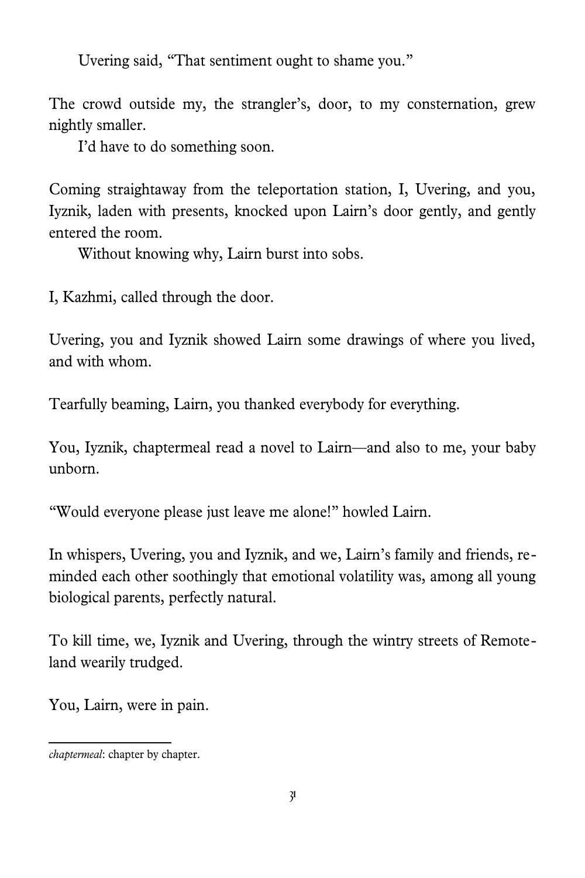Uvering said, "That sentiment ought to shame you."

The crowd outside my, the strangler's, door, to my consternation, grew nightly smaller.

I'd have to do something soon.

Coming straightaway from the teleportation station, I, Uvering, and you, Iyznik, laden with presents, knocked upon Lairn's door gently, and gently entered the room.

Without knowing why, Lairn burst into sobs.

I, Kazhmi, called through the door.

Uvering, you and Iyznik showed Lairn some drawings of where you lived, and with whom.

Tearfully beaming, Lairn, you thanked everybody for everything.

You, Iyznik, chaptermeal read a novel to Lairn—and also to me, your baby unborn.

"Would everyone please just leave me alone!" howled Lairn.

In whispers, Uvering, you and Iyznik, and we, Lairn's family and friends, reminded each other soothingly that emotional volatility was, among all young biological parents, perfectly natural.

To kill time, we, Iyznik and Uvering, through the wintry streets of Remoteland wearily trudged.

You, Lairn, were in pain.

---

*chaptermeal*: chapter by chapter.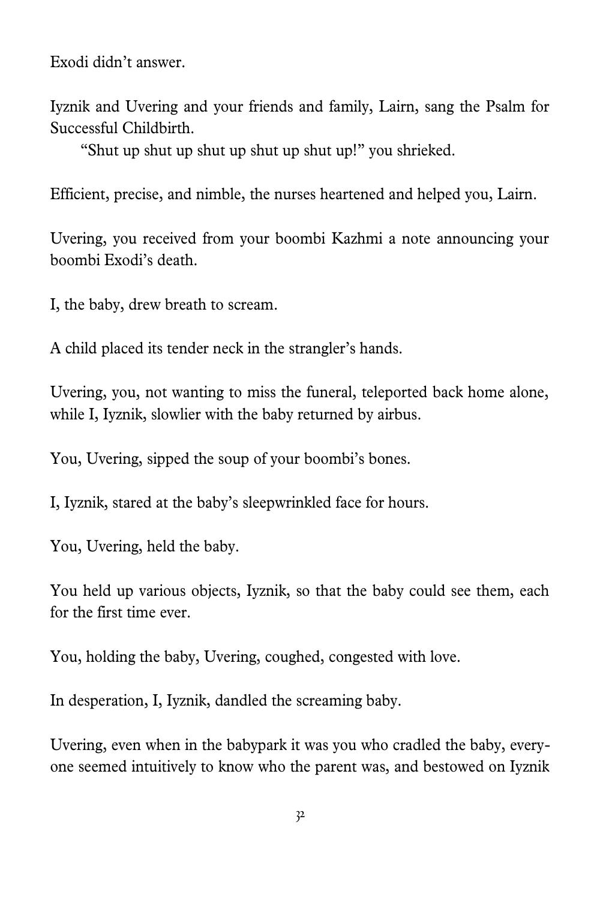Exodi didn't answer.

Iyznik and Uvering and your friends and family, Lairn, sang the Psalm for Successful Childbirth.
"Shut up shut up shut up shut up shut up!" you shrieked.

Efficient, precise, and nimble, the nurses heartened and helped you, Lairn.

Uvering, you received from your boombi Kazhmi a note announcing your boombi Exodi's death.

I, the baby, drew breath to scream.

A child placed its tender neck in the strangler's hands.

Uvering, you, not wanting to miss the funeral, teleported back home alone, while I, Iyznik, slowlier with the baby returned by airbus.

You, Uvering, sipped the soup of your boombi's bones.

I, Iyznik, stared at the baby's sleepwrinkled face for hours.

You, Uvering, held the baby.

You held up various objects, Iyznik, so that the baby could see them, each for the first time ever.

You, holding the baby, Uvering, coughed, congested with love.

In desperation, I, Iyznik, dandled the screaming baby.

Uvering, even when in the babypark it was you who cradled the baby, everyone seemed intuitively to know who the parent was, and bestowed on Iyznik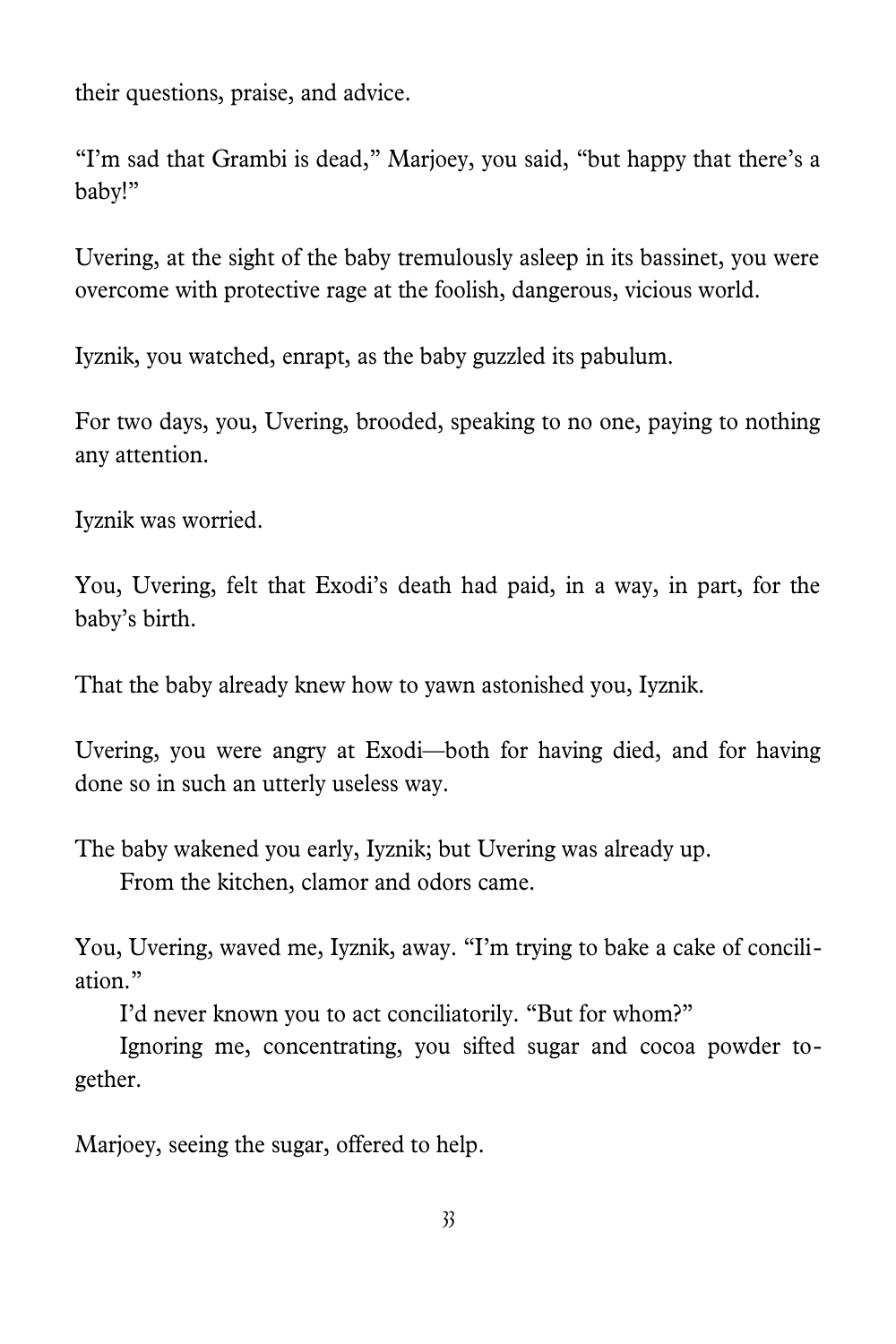their questions, praise, and advice.

"I'm sad that Grambi is dead," Marjoey, you said, "but happy that there's a baby!"

Uvering, at the sight of the baby tremulously asleep in its bassinet, you were overcome with protective rage at the foolish, dangerous, vicious world.

Iyznik, you watched, enrapt, as the baby guzzled its pabulum.

For two days, you, Uvering, brooded, speaking to no one, paying to nothing any attention.

Iyznik was worried.

You, Uvering, felt that Exodi's death had paid, in a way, in part, for the baby's birth.

That the baby already knew how to yawn astonished you, Iyznik.

Uvering, you were angry at Exodi—both for having died, and for having done so in such an utterly useless way.

The baby wakened you early, Iyznik; but Uvering was already up.
From the kitchen, clamor and odors came.

You, Uvering, waved me, Iyznik, away. "I'm trying to bake a cake of conciliation."
I'd never known you to act conciliatorily. "But for whom?"
Ignoring me, concentrating, you sifted sugar and cocoa powder together.

Marjoey, seeing the sugar, offered to help.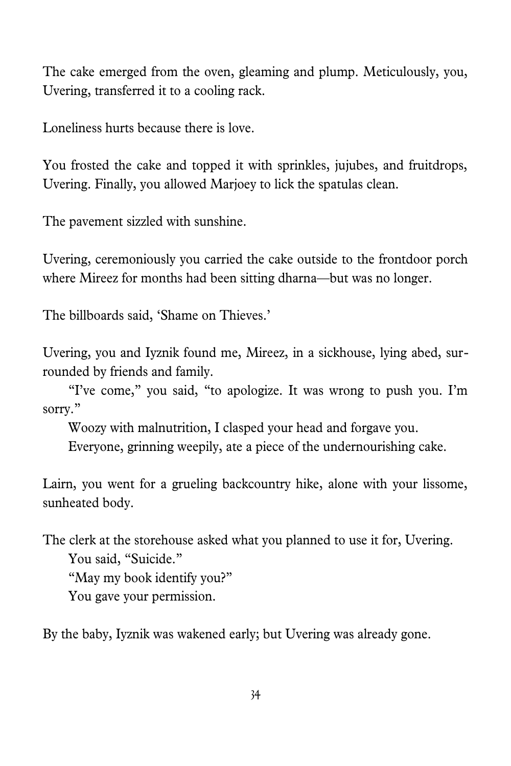The cake emerged from the oven, gleaming and plump. Meticulously, you, Uvering, transferred it to a cooling rack.

Loneliness hurts because there is love.

You frosted the cake and topped it with sprinkles, jujubes, and fruitdrops, Uvering. Finally, you allowed Marjoey to lick the spatulas clean.

The pavement sizzled with sunshine.

Uvering, ceremoniously you carried the cake outside to the frontdoor porch where Mireez for months had been sitting dharna—but was no longer.

The billboards said, 'Shame on Thieves.'

Uvering, you and Iyznik found me, Mireez, in a sickhouse, lying abed, surrounded by friends and family.

"I've come," you said, "to apologize. It was wrong to push you. I'm sorry."

Woozy with malnutrition, I clasped your head and forgave you.

Everyone, grinning weepily, ate a piece of the undernourishing cake.

Lairn, you went for a grueling backcountry hike, alone with your lissome, sunheated body.

The clerk at the storehouse asked what you planned to use it for, Uvering.

You said, "Suicide."

"May my book identify you?"

You gave your permission.

By the baby, Iyznik was wakened early; but Uvering was already gone.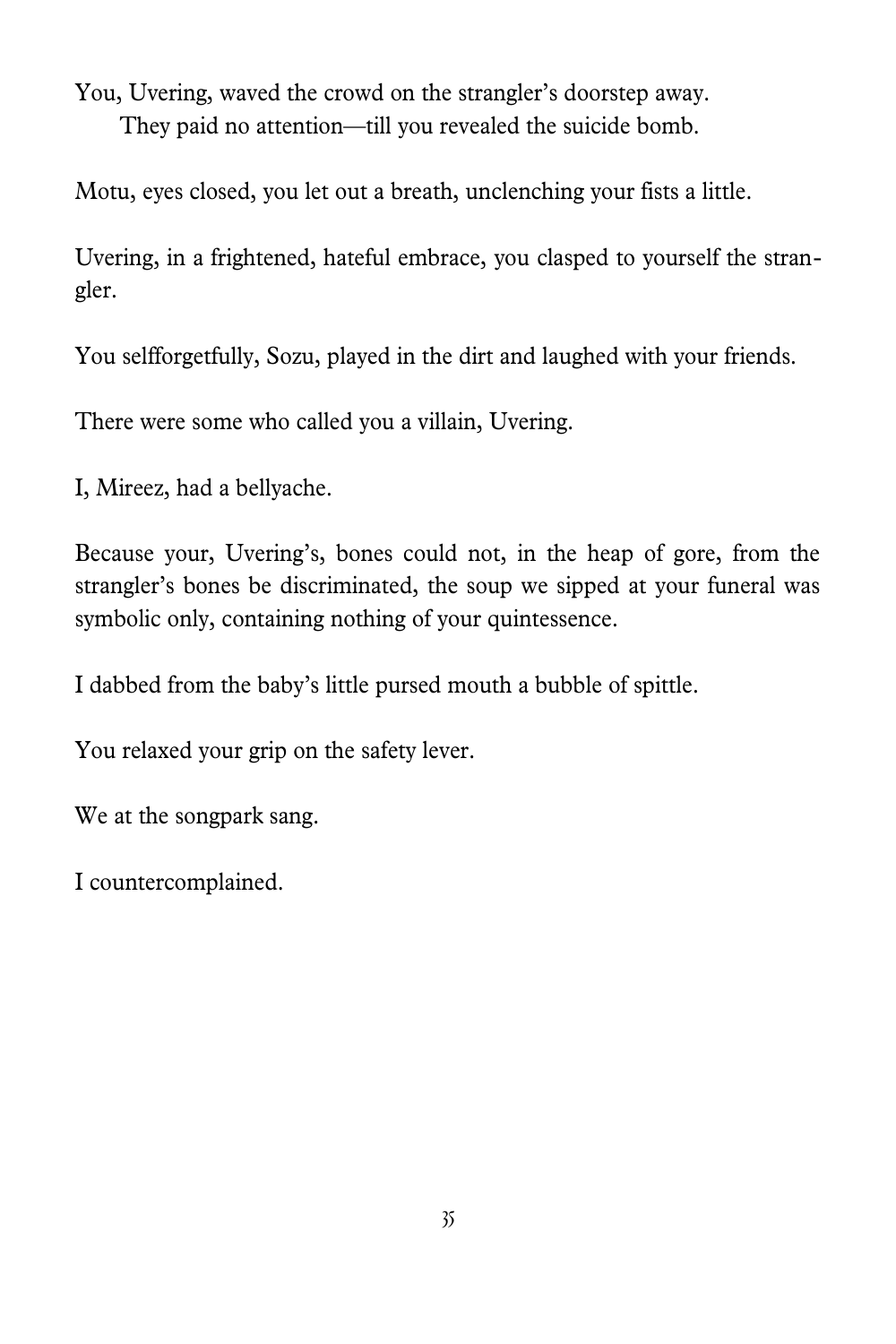You, Uvering, waved the crowd on the strangler's doorstep away.
  They paid no attention—till you revealed the suicide bomb.

Motu, eyes closed, you let out a breath, unclenching your fists a little.

Uvering, in a frightened, hateful embrace, you clasped to yourself the strangler.

You selfforgetfully, Sozu, played in the dirt and laughed with your friends.

There were some who called you a villain, Uvering.

I, Mireez, had a bellyache.

Because your, Uvering's, bones could not, in the heap of gore, from the strangler's bones be discriminated, the soup we sipped at your funeral was symbolic only, containing nothing of your quintessence.

I dabbed from the baby's little pursed mouth a bubble of spittle.

You relaxed your grip on the safety lever.

We at the songpark sang.

I countercomplained.